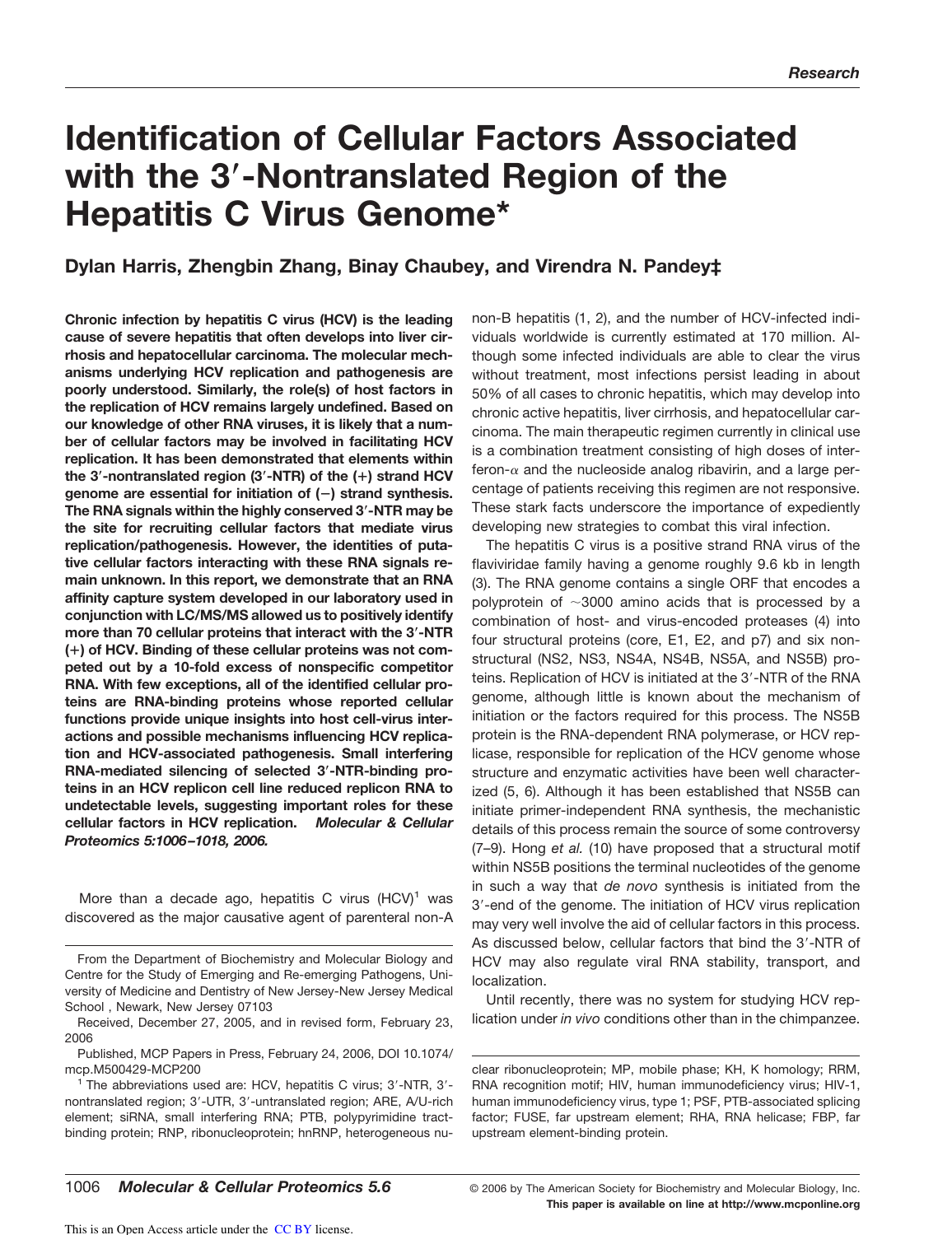# Identification of Cellular Factors Associated with the 3′-Nontranslated Region of the Hepatitis C Virus Genome*

**Dylan Harris, Zhengbin Zhang, Binay Chaubey, and Virendra N. Pandey‡**

**Chronic infection by hepatitis C virus (HCV) is the leading cause of severe hepatitis that often develops into liver cirrhosis and hepatocellular carcinoma. The molecular mechanisms underlying HCV replication and pathogenesis are poorly understood. Similarly, the role(s) of host factors in the replication of HCV remains largely undefined. Based on our knowledge of other RNA viruses, it is likely that a number of cellular factors may be involved in facilitating HCV replication. It has been demonstrated that elements within the 3′-nontranslated region (3′-NTR) of the (+) strand HCV genome are essential for initiation of (−) strand synthesis. The RNA signals within the highly conserved 3′-NTR may be the site for recruiting cellular factors that mediate virus replication/pathogenesis. However, the identities of putative cellular factors interacting with these RNA signals remain unknown. In this report, we demonstrate that an RNA affinity capture system developed in our laboratory used in conjunction with LC/MS/MS allowed us to positively identify more than 70 cellular proteins that interact with the 3′-NTR (+) of HCV. Binding of these cellular proteins was not competed out by a 10-fold excess of nonspecific competitor RNA. With few exceptions, all of the identified cellular proteins are RNA-binding proteins whose reported cellular functions provide unique insights into host cell-virus interactions and possible mechanisms influencing HCV replication and HCV-associated pathogenesis. Small interfering RNA-mediated silencing of selected 3′-NTR-binding proteins in an HCV replicon cell line reduced replicon RNA to undetectable levels, suggesting important roles for these cellular factors in HCV replication.** ***Molecular & Cellular Proteomics 5:1006–1018, 2006.***

More than a decade ago, hepatitis C virus (HCV)[1] was discovered as the major causative agent of parenteral non-A non-B hepatitis (1, 2), and the number of HCV-infected individuals worldwide is currently estimated at 170 million. Although some infected individuals are able to clear the virus without treatment, most infections persist leading in about 50% of all cases to chronic hepatitis, which may develop into chronic active hepatitis, liver cirrhosis, and hepatocellular carcinoma. The main therapeutic regimen currently in clinical use is a combination treatment consisting of high doses of interferon-$\alpha$ and the nucleoside analog ribavirin, and a large percentage of patients receiving this regimen are not responsive. These stark facts underscore the importance of expediently developing new strategies to combat this viral infection.

The hepatitis C virus is a positive strand RNA virus of the flaviviridae family having a genome roughly 9.6 kb in length (3). The RNA genome contains a single ORF that encodes a polyprotein of ~3000 amino acids that is processed by a combination of host- and virus-encoded proteases (4) into four structural proteins (core, E1, E2, and p7) and six nonstructural (NS2, NS3, NS4A, NS4B, NS5A, and NS5B) proteins. Replication of HCV is initiated at the 3′-NTR of the RNA genome, although little is known about the mechanism of initiation or the factors required for this process. The NS5B protein is the RNA-dependent RNA polymerase, or HCV replicase, responsible for replication of the HCV genome whose structure and enzymatic activities have been well characterized (5, 6). Although it has been established that NS5B can initiate primer-independent RNA synthesis, the mechanistic details of this process remain the source of some controversy (7–9). Hong *et al.* (10) have proposed that a structural motif within NS5B positions the terminal nucleotides of the genome in such a way that *de novo* synthesis is initiated from the 3′-end of the genome. The initiation of HCV virus replication may very well involve the aid of cellular factors in this process. As discussed below, cellular factors that bind the 3′-NTR of HCV may also regulate viral RNA stability, transport, and localization.

Until recently, there was no system for studying HCV replication under *in vivo* conditions other than in the chimpanzee.

---

From the Department of Biochemistry and Molecular Biology and Centre for the Study of Emerging and Re-emerging Pathogens, University of Medicine and Dentistry of New Jersey-New Jersey Medical School , Newark, New Jersey 07103

Received, December 27, 2005, and in revised form, February 23, 2006

Published, MCP Papers in Press, February 24, 2006, DOI 10.1074/mcp.M500429-MCP200

[1] The abbreviations used are: HCV, hepatitis C virus; 3′-NTR, 3′-nontranslated region; 3′-UTR, 3′-untranslated region; ARE, A/U-rich element; siRNA, small interfering RNA; PTB, polypyrimidine tract-binding protein; RNP, ribonucleoprotein; hnRNP, heterogeneous nuclear ribonucleoprotein; MP, mobile phase; KH, K homology; RRM, RNA recognition motif; HIV, human immunodeficiency virus; HIV-1, human immunodeficiency virus, type 1; PSF, PTB-associated splicing factor; FUSE, far upstream element; RHA, RNA helicase; FBP, far upstream element-binding protein.

© 2006 by The American Society for Biochemistry and Molecular Biology, Inc. This paper is available on line at http://www.mcponline.org

This is an Open Access article under the CC BY license.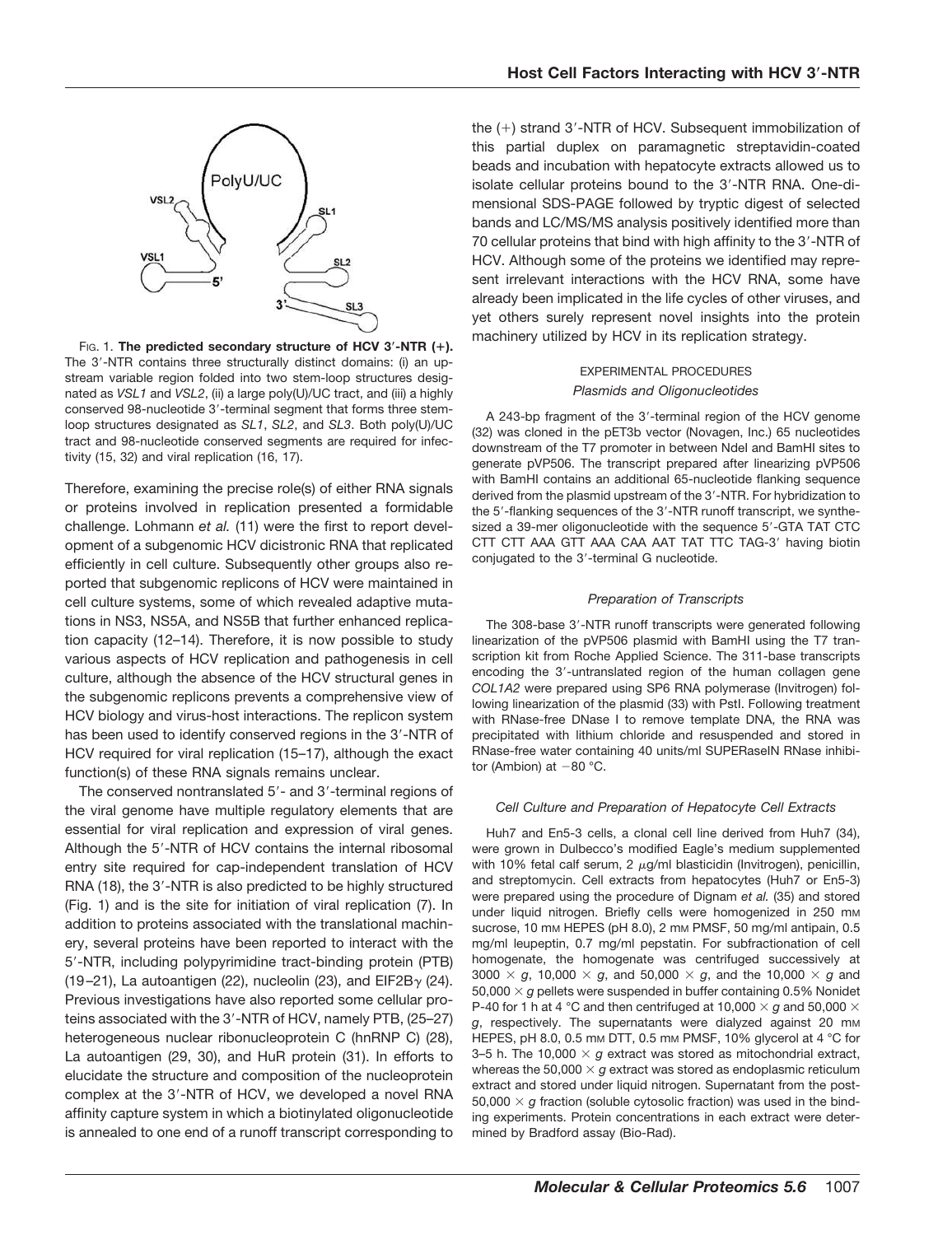FIG. 1. **The predicted secondary structure of HCV 3′-NTR (+).** The 3′-NTR contains three structurally distinct domains: (i) an upstream variable region folded into two stem-loop structures designated as *VSL1* and *VSL2*, (ii) a large poly(U)/UC tract, and (iii) a highly conserved 98-nucleotide 3′-terminal segment that forms three stem-loop structures designated as *SL1*, *SL2*, and *SL3*. Both poly(U)/UC tract and 98-nucleotide conserved segments are required for infectivity (15, 32) and viral replication (16, 17).

Therefore, examining the precise role(s) of either RNA signals or proteins involved in replication presented a formidable challenge. Lohmann *et al.* (11) were the first to report development of a subgenomic HCV dicistronic RNA that replicated efficiently in cell culture. Subsequently other groups also reported that subgenomic replicons of HCV were maintained in cell culture systems, some of which revealed adaptive mutations in NS3, NS5A, and NS5B that further enhanced replication capacity (12–14). Therefore, it is now possible to study various aspects of HCV replication and pathogenesis in cell culture, although the absence of the HCV structural genes in the subgenomic replicons prevents a comprehensive view of HCV biology and virus-host interactions. The replicon system has been used to identify conserved regions in the 3′-NTR of HCV required for viral replication (15–17), although the exact function(s) of these RNA signals remains unclear.

The conserved nontranslated 5′- and 3′-terminal regions of the viral genome have multiple regulatory elements that are essential for viral replication and expression of viral genes. Although the 5′-NTR of HCV contains the internal ribosomal entry site required for cap-independent translation of HCV RNA (18), the 3′-NTR is also predicted to be highly structured (Fig. 1) and is the site for initiation of viral replication (7). In addition to proteins associated with the translational machinery, several proteins have been reported to interact with the 5′-NTR, including polypyrimidine tract-binding protein (PTB) (19–21), La autoantigen (22), nucleolin (23), and EIF2B$\gamma$ (24). Previous investigations have also reported some cellular proteins associated with the 3′-NTR of HCV, namely PTB, (25–27) heterogeneous nuclear ribonucleoprotein C (hnRNP C) (28), La autoantigen (29, 30), and HuR protein (31). In efforts to elucidate the structure and composition of the nucleoprotein complex at the 3′-NTR of HCV, we developed a novel RNA affinity capture system in which a biotinylated oligonucleotide is annealed to one end of a runoff transcript corresponding to the (+) strand 3′-NTR of HCV. Subsequent immobilization of this partial duplex on paramagnetic streptavidin-coated beads and incubation with hepatocyte extracts allowed us to isolate cellular proteins bound to the 3′-NTR RNA. One-dimensional SDS-PAGE followed by tryptic digest of selected bands and LC/MS/MS analysis positively identified more than 70 cellular proteins that bind with high affinity to the 3′-NTR of HCV. Although some of the proteins we identified may represent irrelevant interactions with the HCV RNA, some have already been implicated in the life cycles of other viruses, and yet others surely represent novel insights into the protein machinery utilized by HCV in its replication strategy.

## EXPERIMENTAL PROCEDURES

### *Plasmids and Oligonucleotides*

A 243-bp fragment of the 3′-terminal region of the HCV genome (32) was cloned in the pET3b vector (Novagen, Inc.) 65 nucleotides downstream of the T7 promoter in between NdeI and BamHI sites to generate pVP506. The transcript prepared after linearizing pVP506 with BamHI contains an additional 65-nucleotide flanking sequence derived from the plasmid upstream of the 3′-NTR. For hybridization to the 5′-flanking sequences of the 3′-NTR runoff transcript, we synthesized a 39-mer oligonucleotide with the sequence 5′-GTA TAT CTC CTT CTT AAA GTT AAA CAA AAT TAT TTC TAG-3′ having biotin conjugated to the 3′-terminal G nucleotide.

### *Preparation of Transcripts*

The 308-base 3′-NTR runoff transcripts were generated following linearization of the pVP506 plasmid with BamHI using the T7 transcription kit from Roche Applied Science. The 311-base transcripts encoding the 3′-untranslated region of the human collagen gene *COL1A2* were prepared using SP6 RNA polymerase (Invitrogen) following linearization of the plasmid (33) with PstI. Following treatment with RNase-free DNase I to remove template DNA, the RNA was precipitated with lithium chloride and resuspended and stored in RNase-free water containing 40 units/ml SUPERaseIN RNase inhibitor (Ambion) at −80 °C.

### *Cell Culture and Preparation of Hepatocyte Cell Extracts*

Huh7 and En5-3 cells, a clonal cell line derived from Huh7 (34), were grown in Dulbecco's modified Eagle's medium supplemented with 10% fetal calf serum, 2 $\mu$g/ml blasticidin (Invitrogen), penicillin, and streptomycin. Cell extracts from hepatocytes (Huh7 or En5-3) were prepared using the procedure of Dignam *et al.* (35) and stored under liquid nitrogen. Briefly cells were homogenized in 250 mM sucrose, 10 mM HEPES (pH 8.0), 2 mM PMSF, 50 mg/ml antipain, 0.5 mg/ml leupeptin, 0.7 mg/ml pepstatin. For subfractionation of cell homogenate, the homogenate was centrifuged successively at 3000 × *g*, 10,000 × *g*, and 50,000 × *g*, and the 10,000 × *g* and 50,000 × *g* pellets were suspended in buffer containing 0.5% Nonidet P-40 for 1 h at 4 °C and then centrifuged at 10,000 × *g* and 50,000 × *g*, respectively. The supernatants were dialyzed against 20 mM HEPES, pH 8.0, 0.5 mM DTT, 0.5 mM PMSF, 10% glycerol at 4 °C for 3–5 h. The 10,000 × *g* extract was stored as mitochondrial extract, whereas the 50,000 × *g* extract was stored as endoplasmic reticulum extract and stored under liquid nitrogen. Supernatant from the post-50,000 × *g* fraction (soluble cytosolic fraction) was used in the binding experiments. Protein concentrations in each extract were determined by Bradford assay (Bio-Rad).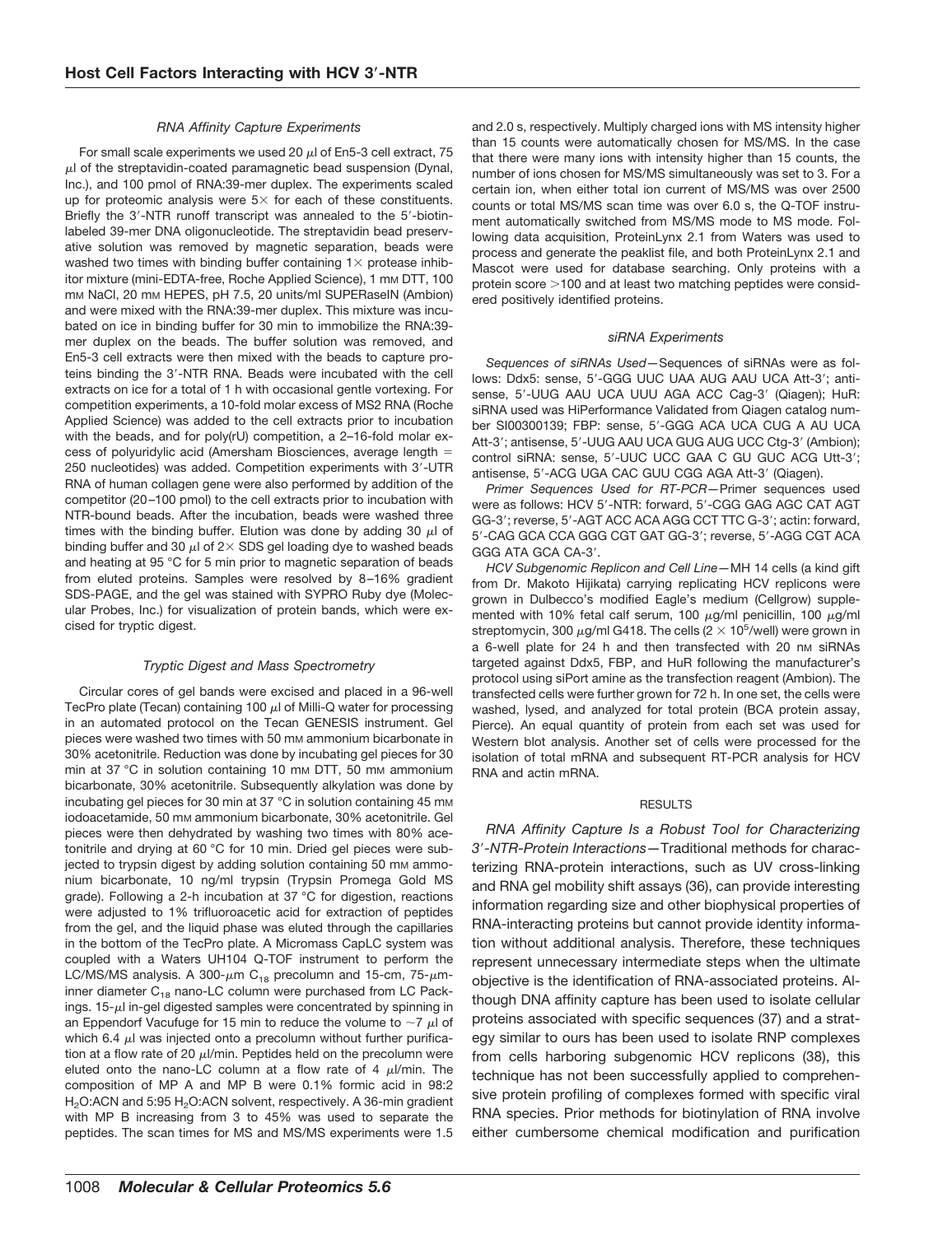### RNA Affinity Capture Experiments

For small scale experiments we used 20 μl of En5-3 cell extract, 75 μl of the streptavidin-coated paramagnetic bead suspension (Dynal, Inc.), and 100 pmol of RNA:39-mer duplex. The experiments scaled up for proteomic analysis were 5× for each of these constituents. Briefly the 3′-NTR runoff transcript was annealed to the 5′-biotin-labeled 39-mer DNA oligonucleotide. The streptavidin bead preservative solution was removed by magnetic separation, beads were washed two times with binding buffer containing 1× protease inhibitor mixture (mini-EDTA-free, Roche Applied Science), 1 mM DTT, 100 mM NaCl, 20 mM HEPES, pH 7.5, 20 units/ml SUPERaseIN (Ambion) and were mixed with the RNA:39-mer duplex. This mixture was incubated on ice in binding buffer for 30 min to immobilize the RNA:39-mer duplex on the beads. The buffer solution was removed, and En5-3 cell extracts were then mixed with the beads to capture proteins binding the 3′-NTR RNA. Beads were incubated with the cell extracts on ice for a total of 1 h with occasional gentle vortexing. For competition experiments, a 10-fold molar excess of MS2 RNA (Roche Applied Science) was added to the cell extracts prior to incubation with the beads, and for poly(rU) competition, a 2–16-fold molar excess of polyuridylic acid (Amersham Biosciences, average length = 250 nucleotides) was added. Competition experiments with 3′-UTR RNA of human collagen gene were also performed by addition of the competitor (20–100 pmol) to the cell extracts prior to incubation with NTR-bound beads. After the incubation, beads were washed three times with the binding buffer. Elution was done by adding 30 μl of binding buffer and 30 μl of 2× SDS gel loading dye to washed beads and heating at 95 °C for 5 min prior to magnetic separation of beads from eluted proteins. Samples were resolved by 8–16% gradient SDS-PAGE, and the gel was stained with SYPRO Ruby dye (Molecular Probes, Inc.) for visualization of protein bands, which were excised for tryptic digest.

### Tryptic Digest and Mass Spectrometry

Circular cores of gel bands were excised and placed in a 96-well TecPro plate (Tecan) containing 100 μl of Milli-Q water for processing in an automated protocol on the Tecan GENESIS instrument. Gel pieces were washed two times with 50 mM ammonium bicarbonate in 30% acetonitrile. Reduction was done by incubating gel pieces for 30 min at 37 °C in solution containing 10 mM DTT, 50 mM ammonium bicarbonate, 30% acetonitrile. Subsequently alkylation was done by incubating gel pieces for 30 min at 37 °C in solution containing 45 mM iodoacetamide, 50 mM ammonium bicarbonate, 30% acetonitrile. Gel pieces were then dehydrated by washing two times with 80% acetonitrile and drying at 60 °C for 10 min. Dried gel pieces were subjected to trypsin digest by adding solution containing 50 mM ammonium bicarbonate, 10 ng/ml trypsin (Trypsin Promega Gold MS grade). Following a 2-h incubation at 37 °C for digestion, reactions were adjusted to 1% trifluoroacetic acid for extraction of peptides from the gel, and the liquid phase was eluted through the capillaries in the bottom of the TecPro plate. A Micromass CapLC system was coupled with a Waters UH104 Q-TOF instrument to perform the LC/MS/MS analysis. A 300-μm $C_{18}$ precolumn and 15-cm, 75-μm-inner diameter $C_{18}$ nano-LC column were purchased from LC Packings. 15-μl in-gel digested samples were concentrated by spinning in an Eppendorf Vacufuge for 15 min to reduce the volume to ~7 μl of which 6.4 μl was injected onto a precolumn without further purification at a flow rate of 20 μl/min. Peptides held on the precolumn were eluted onto the nano-LC column at a flow rate of 4 μl/min. The composition of MP A and MP B were 0.1% formic acid in 98:2 $H_2O$:ACN and 5:95 $H_2O$:ACN solvent, respectively. A 36-min gradient with MP B increasing from 3 to 45% was used to separate the peptides. The scan times for MS and MS/MS experiments were 1.5 and 2.0 s, respectively. Multiply charged ions with MS intensity higher than 15 counts were automatically chosen for MS/MS. In the case that there were many ions with intensity higher than 15 counts, the number of ions chosen for MS/MS simultaneously was set to 3. For a certain ion, when either total ion current of MS/MS was over 2500 counts or total MS/MS scan time was over 6.0 s, the Q-TOF instrument automatically switched from MS/MS mode to MS mode. Following data acquisition, ProteinLynx 2.1 from Waters was used to process and generate the peaklist file, and both ProteinLynx 2.1 and Mascot were used for database searching. Only proteins with a protein score >100 and at least two matching peptides were considered positively identified proteins.

### siRNA Experiments

*Sequences of siRNAs Used*—Sequences of siRNAs were as follows: Ddx5: sense, 5′-GGG UUC UAA AUG AAU UCA Att-3′; antisense, 5′-UUG AAU UCA UUU AGA ACC Cag-3′ (Qiagen); HuR: siRNA used was HiPerformance Validated from Qiagen catalog number SI00300139; FBP: sense, 5′-GGG ACA UCA CUG A AU UCA Att-3′; antisense, 5′-UUG AAU UCA GUG AUG UCC Ctg-3′ (Ambion); control siRNA: sense, 5′-UUC UCC GAA C GU GUC ACG Utt-3′; antisense, 5′-ACG UGA CAC GUU CGG AGA Att-3′ (Qiagen).

*Primer Sequences Used for RT-PCR*—Primer sequences used were as follows: HCV 5′-NTR: forward, 5′-CGG GAG AGC CAT AGT GG-3′; reverse, 5′-AGT ACC ACA AGG CCT TTC G-3′; actin: forward, 5′-CAG GCA CCA GGG CGT GAT GG-3′; reverse, 5′-AGG CGT ACA GGG ATA GCA CA-3′.

*HCV Subgenomic Replicon and Cell Line*—MH 14 cells (a kind gift from Dr. Makoto Hijikata) carrying replicating HCV replicons were grown in Dulbecco's modified Eagle's medium (Cellgrow) supplemented with 10% fetal calf serum, 100 μg/ml penicillin, 100 μg/ml streptomycin, 300 μg/ml G418. The cells ($2 \times 10^5$/well) were grown in a 6-well plate for 24 h and then transfected with 20 nM siRNAs targeted against Ddx5, FBP, and HuR following the manufacturer's protocol using siPort amine as the transfection reagent (Ambion). The transfected cells were further grown for 72 h. In one set, the cells were washed, lysed, and analyzed for total protein (BCA protein assay, Pierce). An equal quantity of protein from each set was used for Western blot analysis. Another set of cells were processed for the isolation of total mRNA and subsequent RT-PCR analysis for HCV RNA and actin mRNA.

## RESULTS

*RNA Affinity Capture Is a Robust Tool for Characterizing 3′-NTR-Protein Interactions*—Traditional methods for characterizing RNA-protein interactions, such as UV cross-linking and RNA gel mobility shift assays (36), can provide interesting information regarding size and other biophysical properties of RNA-interacting proteins but cannot provide identity information without additional analysis. Therefore, these techniques represent unnecessary intermediate steps when the ultimate objective is the identification of RNA-associated proteins. Although DNA affinity capture has been used to isolate cellular proteins associated with specific sequences (37) and a strategy similar to ours has been used to isolate RNP complexes from cells harboring subgenomic HCV replicons (38), this technique has not been successfully applied to comprehensive protein profiling of complexes formed with specific viral RNA species. Prior methods for biotinylation of RNA involve either cumbersome chemical modification and purification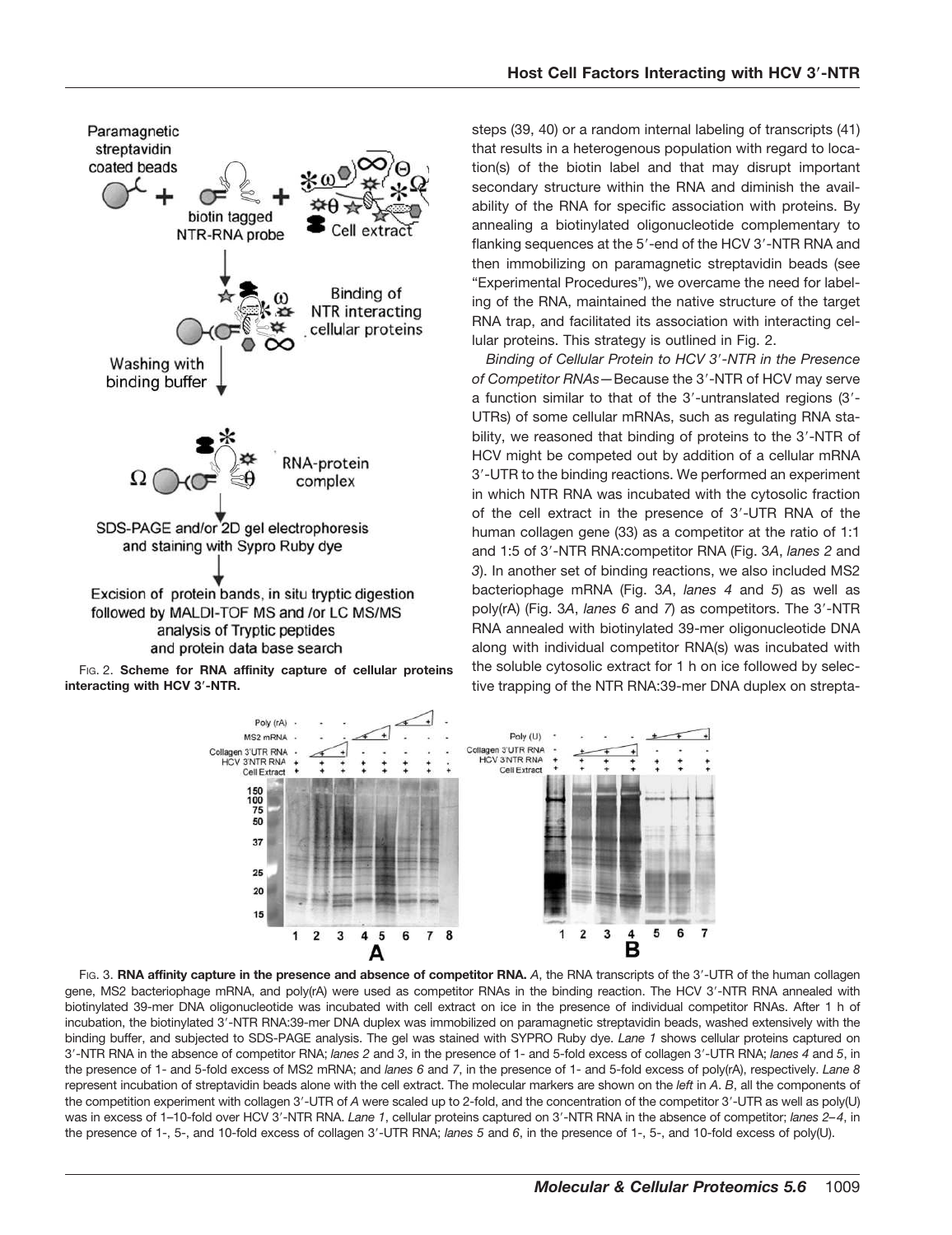steps (39, 40) or a random internal labeling of transcripts (41) that results in a heterogenous population with regard to location(s) of the biotin label and that may disrupt important secondary structure within the RNA and diminish the availability of the RNA for specific association with proteins. By annealing a biotinylated oligonucleotide complementary to flanking sequences at the 5′-end of the HCV 3′-NTR RNA and then immobilizing on paramagnetic streptavidin beads (see "Experimental Procedures"), we overcame the need for labeling of the RNA, maintained the native structure of the target RNA trap, and facilitated its association with interacting cellular proteins. This strategy is outlined in Fig. 2.

FIG. 2. **Scheme for RNA affinity capture of cellular proteins interacting with HCV 3′-NTR.**

*Binding of Cellular Protein to HCV 3′-NTR in the Presence of Competitor RNAs*—Because the 3′-NTR of HCV may serve a function similar to that of the 3′-untranslated regions (3′-UTRs) of some cellular mRNAs, such as regulating RNA stability, we reasoned that binding of proteins to the 3′-NTR of HCV might be competed out by addition of a cellular mRNA 3′-UTR to the binding reactions. We performed an experiment in which NTR RNA was incubated with the cytosolic fraction of the cell extract in the presence of 3′-UTR RNA of the human collagen gene (33) as a competitor at the ratio of 1:1 and 1:5 of 3′-NTR RNA:competitor RNA (Fig. 3*A*, *lanes 2* and *3*). In another set of binding reactions, we also included MS2 bacteriophage mRNA (Fig. 3*A*, *lanes 4* and *5*) as well as poly(rA) (Fig. 3*A*, *lanes 6* and *7*) as competitors. The 3′-NTR RNA annealed with biotinylated 39-mer oligonucleotide DNA along with individual competitor RNA(s) was incubated with the soluble cytosolic extract for 1 h on ice followed by selective trapping of the NTR RNA:39-mer DNA duplex on strepta-

FIG. 3. **RNA affinity capture in the presence and absence of competitor RNA.** *A*, the RNA transcripts of the 3′-UTR of the human collagen gene, MS2 bacteriophage mRNA, and poly(rA) were used as competitor RNAs in the binding reaction. The HCV 3′-NTR RNA annealed with biotinylated 39-mer DNA oligonucleotide was incubated with cell extract on ice in the presence of individual competitor RNAs. After 1 h of incubation, the biotinylated 3′-NTR RNA:39-mer DNA duplex was immobilized on paramagnetic streptavidin beads, washed extensively with the binding buffer, and subjected to SDS-PAGE analysis. The gel was stained with SYPRO Ruby dye. *Lane 1* shows cellular proteins captured on 3′-NTR RNA in the absence of competitor RNA; *lanes 2* and *3*, in the presence of 1- and 5-fold excess of collagen 3′-UTR RNA; *lanes 4* and *5*, in the presence of 1- and 5-fold excess of MS2 mRNA; and *lanes 6* and *7*, in the presence of 1- and 5-fold excess of poly(rA), respectively. *Lane 8* represent incubation of streptavidin beads alone with the cell extract. The molecular markers are shown on the *left* in *A*. *B*, all the components of the competition experiment with collagen 3′-UTR of *A* were scaled up to 2-fold, and the concentration of the competitor 3′-UTR as well as poly(U) was in excess of 1–10-fold over HCV 3′-NTR RNA. *Lane 1*, cellular proteins captured on 3′-NTR RNA in the absence of competitor; *lanes 2–4*, in the presence of 1-, 5-, and 10-fold excess of collagen 3′-UTR RNA; *lanes 5* and *6*, in the presence of 1-, 5-, and 10-fold excess of poly(U).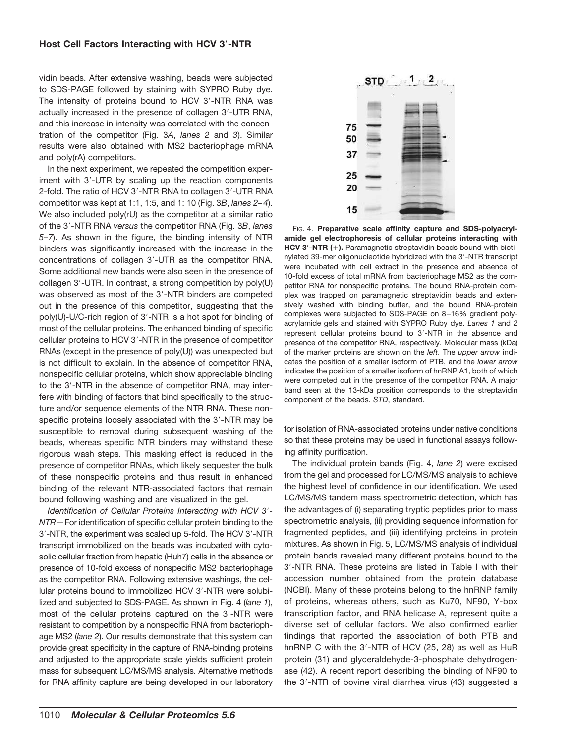vidin beads. After extensive washing, beads were subjected to SDS-PAGE followed by staining with SYPRO Ruby dye. The intensity of proteins bound to HCV 3′-NTR RNA was actually increased in the presence of collagen 3′-UTR RNA, and this increase in intensity was correlated with the concentration of the competitor (Fig. 3*A*, *lanes 2* and *3*). Similar results were also obtained with MS2 bacteriophage mRNA and poly(rA) competitors.

In the next experiment, we repeated the competition experiment with 3′-UTR by scaling up the reaction components 2-fold. The ratio of HCV 3′-NTR RNA to collagen 3′-UTR RNA competitor was kept at 1:1, 1:5, and 1: 10 (Fig. 3*B*, *lanes 2–4*). We also included poly(rU) as the competitor at a similar ratio of the 3′-NTR RNA *versus* the competitor RNA (Fig. 3*B*, *lanes 5–7*). As shown in the figure, the binding intensity of NTR binders was significantly increased with the increase in the concentrations of collagen 3′-UTR as the competitor RNA. Some additional new bands were also seen in the presence of collagen 3′-UTR. In contrast, a strong competition by poly(U) was observed as most of the 3′-NTR binders are competed out in the presence of this competitor, suggesting that the poly(U)-U/C-rich region of 3′-NTR is a hot spot for binding of most of the cellular proteins. The enhanced binding of specific cellular proteins to HCV 3′-NTR in the presence of competitor RNAs (except in the presence of poly(U)) was unexpected but is not difficult to explain. In the absence of competitor RNA, nonspecific cellular proteins, which show appreciable binding to the 3′-NTR in the absence of competitor RNA, may interfere with binding of factors that bind specifically to the structure and/or sequence elements of the NTR RNA. These nonspecific proteins loosely associated with the 3′-NTR may be susceptible to removal during subsequent washing of the beads, whereas specific NTR binders may withstand these rigorous wash steps. This masking effect is reduced in the presence of competitor RNAs, which likely sequester the bulk of these nonspecific proteins and thus result in enhanced binding of the relevant NTR-associated factors that remain bound following washing and are visualized in the gel.

*Identification of Cellular Proteins Interacting with HCV 3′-NTR*—For identification of specific cellular protein binding to the 3′-NTR, the experiment was scaled up 5-fold. The HCV 3′-NTR transcript immobilized on the beads was incubated with cytosolic cellular fraction from hepatic (Huh7) cells in the absence or presence of 10-fold excess of nonspecific MS2 bacteriophage as the competitor RNA. Following extensive washings, the cellular proteins bound to immobilized HCV 3′-NTR were solubilized and subjected to SDS-PAGE. As shown in Fig. 4 (*lane 1*), most of the cellular proteins captured on the 3′-NTR were resistant to competition by a nonspecific RNA from bacteriophage MS2 (*lane 2*). Our results demonstrate that this system can provide great specificity in the capture of RNA-binding proteins and adjusted to the appropriate scale yields sufficient protein mass for subsequent LC/MS/MS analysis. Alternative methods for RNA affinity capture are being developed in our laboratory for isolation of RNA-associated proteins under native conditions so that these proteins may be used in functional assays following affinity purification.

FIG. 4. **Preparative scale affinity capture and SDS-polyacrylamide gel electrophoresis of cellular proteins interacting with HCV 3′-NTR (+).** Paramagnetic streptavidin beads bound with biotinylated 39-mer oligonucleotide hybridized with the 3′-NTR transcript were incubated with cell extract in the presence and absence of 10-fold excess of total mRNA from bacteriophage MS2 as the competitor RNA for nonspecific proteins. The bound RNA-protein complex was trapped on paramagnetic streptavidin beads and extensively washed with binding buffer, and the bound RNA-protein complexes were subjected to SDS-PAGE on 8–16% gradient polyacrylamide gels and stained with SYPRO Ruby dye. *Lanes 1* and *2* represent cellular proteins bound to 3′-NTR in the absence and presence of the competitor RNA, respectively. Molecular mass (kDa) of the marker proteins are shown on the *left*. The *upper arrow* indicates the position of a smaller isoform of PTB, and the *lower arrow* indicates the position of a smaller isoform of hnRNP A1, both of which were competed out in the presence of the competitor RNA. A major band seen at the 13-kDa position corresponds to the streptavidin component of the beads. *STD*, standard.

The individual protein bands (Fig. 4, *lane 2*) were excised from the gel and processed for LC/MS/MS analysis to achieve the highest level of confidence in our identification. We used LC/MS/MS tandem mass spectrometric detection, which has the advantages of (i) separating tryptic peptides prior to mass spectrometric analysis, (ii) providing sequence information for fragmented peptides, and (iii) identifying proteins in protein mixtures. As shown in Fig. 5, LC/MS/MS analysis of individual protein bands revealed many different proteins bound to the 3′-NTR RNA. These proteins are listed in Table I with their accession number obtained from the protein database (NCBI). Many of these proteins belong to the hnRNP family of proteins, whereas others, such as Ku70, NF90, Y-box transcription factor, and RNA helicase A, represent quite a diverse set of cellular factors. We also confirmed earlier findings that reported the association of both PTB and hnRNP C with the 3′-NTR of HCV (25, 28) as well as HuR protein (31) and glyceraldehyde-3-phosphate dehydrogenase (42). A recent report describing the binding of NF90 to the 3′-NTR of bovine viral diarrhea virus (43) suggested a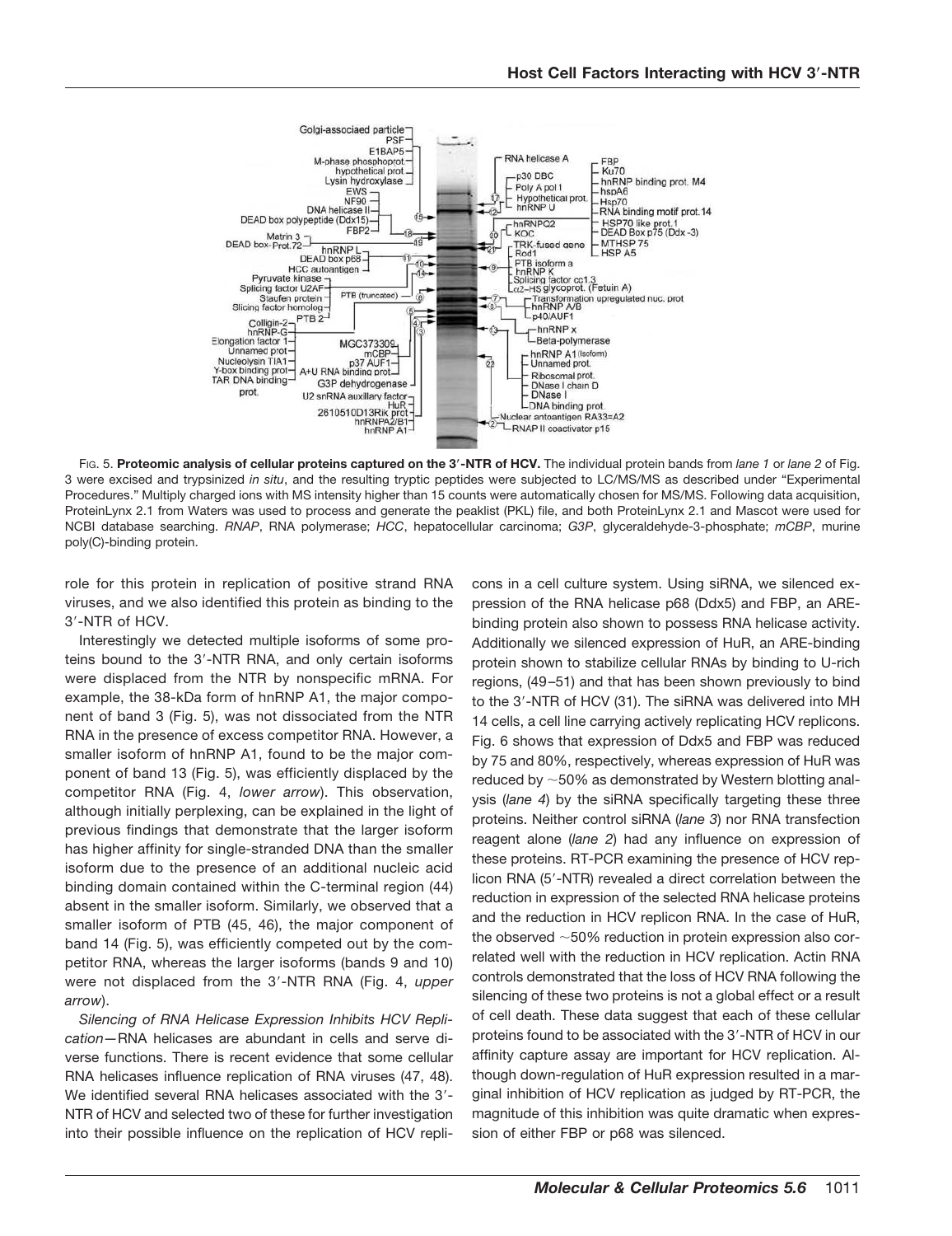FIG. 5. **Proteomic analysis of cellular proteins captured on the 3′-NTR of HCV.** The individual protein bands from *lane 1* or *lane 2* of Fig. 3 were excised and trypsinized *in situ*, and the resulting tryptic peptides were subjected to LC/MS/MS as described under "Experimental Procedures." Multiply charged ions with MS intensity higher than 15 counts were automatically chosen for MS/MS. Following data acquisition, ProteinLynx 2.1 from Waters was used to process and generate the peaklist (PKL) file, and both ProteinLynx 2.1 and Mascot were used for NCBI database searching. *RNAP*, RNA polymerase; *HCC*, hepatocellular carcinoma; *G3P*, glyceraldehyde-3-phosphate; *mCBP*, murine poly(C)-binding protein.

role for this protein in replication of positive strand RNA viruses, and we also identified this protein as binding to the 3′-NTR of HCV.

Interestingly we detected multiple isoforms of some proteins bound to the 3′-NTR RNA, and only certain isoforms were displaced from the NTR by nonspecific mRNA. For example, the 38-kDa form of hnRNP A1, the major component of band 3 (Fig. 5), was not dissociated from the NTR RNA in the presence of excess competitor RNA. However, a smaller isoform of hnRNP A1, found to be the major component of band 13 (Fig. 5), was efficiently displaced by the competitor RNA (Fig. 4, *lower arrow*). This observation, although initially perplexing, can be explained in the light of previous findings that demonstrate that the larger isoform has higher affinity for single-stranded DNA than the smaller isoform due to the presence of an additional nucleic acid binding domain contained within the C-terminal region (44) absent in the smaller isoform. Similarly, we observed that a smaller isoform of PTB (45, 46), the major component of band 14 (Fig. 5), was efficiently competed out by the competitor RNA, whereas the larger isoforms (bands 9 and 10) were not displaced from the 3′-NTR RNA (Fig. 4, *upper arrow*).

*Silencing of RNA Helicase Expression Inhibits HCV Replication*—RNA helicases are abundant in cells and serve diverse functions. There is recent evidence that some cellular RNA helicases influence replication of RNA viruses (47, 48). We identified several RNA helicases associated with the 3′-NTR of HCV and selected two of these for further investigation into their possible influence on the replication of HCV replicons in a cell culture system. Using siRNA, we silenced expression of the RNA helicase p68 (Ddx5) and FBP, an ARE-binding protein also shown to possess RNA helicase activity. Additionally we silenced expression of HuR, an ARE-binding protein shown to stabilize cellular RNAs by binding to U-rich regions, (49–51) and that has been shown previously to bind to the 3′-NTR of HCV (31). The siRNA was delivered into MH 14 cells, a cell line carrying actively replicating HCV replicons. Fig. 6 shows that expression of Ddx5 and FBP was reduced by 75 and 80%, respectively, whereas expression of HuR was reduced by ~50% as demonstrated by Western blotting analysis (*lane 4*) by the siRNA specifically targeting these three proteins. Neither control siRNA (*lane 3*) nor RNA transfection reagent alone (*lane 2*) had any influence on expression of these proteins. RT-PCR examining the presence of HCV replicon RNA (5′-NTR) revealed a direct correlation between the reduction in expression of the selected RNA helicase proteins and the reduction in HCV replicon RNA. In the case of HuR, the observed ~50% reduction in protein expression also correlated well with the reduction in HCV replication. Actin RNA controls demonstrated that the loss of HCV RNA following the silencing of these two proteins is not a global effect or a result of cell death. These data suggest that each of these cellular proteins found to be associated with the 3′-NTR of HCV in our affinity capture assay are important for HCV replication. Although down-regulation of HuR expression resulted in a marginal inhibition of HCV replication as judged by RT-PCR, the magnitude of this inhibition was quite dramatic when expression of either FBP or p68 was silenced.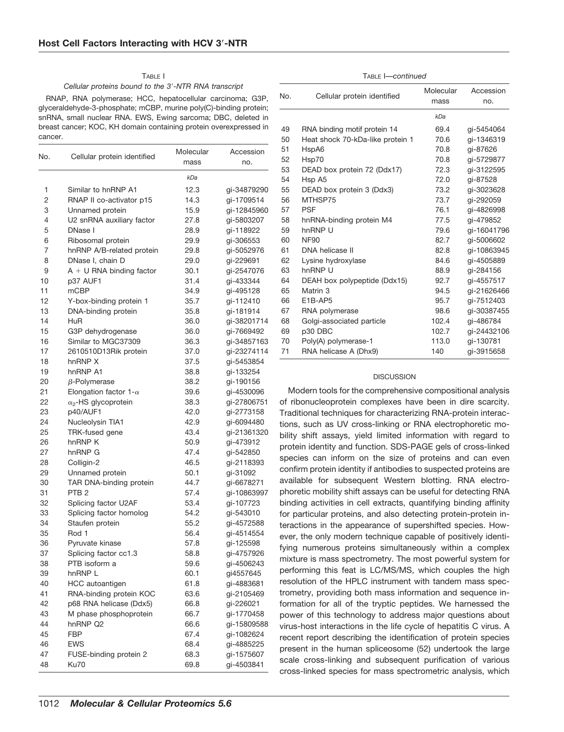TABLE I

*Cellular proteins bound to the 3′-NTR RNA transcript*

RNAP, RNA polymerase; HCC, hepatocellular carcinoma; G3P, glyceraldehyde-3-phosphate; mCBP, murine poly(C)-binding protein; snRNA, small nuclear RNA. EWS, Ewing sarcoma; DBC, deleted in breast cancer; KOC, KH domain containing protein overexpressed in cancer.

| No. | Cellular protein identified | Molecular mass | Accession no. |
|---|---|---|---|
| | | *kDa* | |
| 1 | Similar to hnRNP A1 | 12.3 | gi-34879290 |
| 2 | RNAP II co-activator p15 | 14.3 | gi-1709514 |
| 3 | Unnamed protein | 15.9 | gi-12845960 |
| 4 | U2 snRNA auxiliary factor | 27.8 | gi-5803207 |
| 5 | DNase I | 28.9 | gi-118922 |
| 6 | Ribosomal protein | 29.9 | gi-306553 |
| 7 | hnRNP A/B-related protein | 29.8 | gi-5052976 |
| 8 | DNase I, chain D | 29.0 | gi-229691 |
| 9 | A + U RNA binding factor | 30.1 | gi-2547076 |
| 10 | p37 AUF1 | 31.4 | gi-433344 |
| 11 | mCBP | 34.9 | gi-495128 |
| 12 | Y-box-binding protein 1 | 35.7 | gi-112410 |
| 13 | DNA-binding protein | 35.8 | gi-181914 |
| 14 | HuR | 36.0 | gi-38201714 |
| 15 | G3P dehydrogenase | 36.0 | gi-7669492 |
| 16 | Similar to MGC37309 | 36.3 | gi-34857163 |
| 17 | 2610510D13Rik protein | 37.0 | gi-23274114 |
| 18 | hnRNP X | 37.5 | gi-5453854 |
| 19 | hnRNP A1 | 38.8 | gi-133254 |
| 20 | $\beta$-Polymerase | 38.2 | gi-190156 |
| 21 | Elongation factor 1-$\alpha$ | 39.6 | gi-4530096 |
| 22 | $\alpha_2$-HS glycoprotein | 38.3 | gi-27806751 |
| 23 | p40/AUF1 | 42.0 | gi-2773158 |
| 24 | Nucleolysin TIA1 | 42.9 | gi-6094480 |
| 25 | TRK-fused gene | 43.4 | gi-21361320 |
| 26 | hnRNP K | 50.9 | gi-473912 |
| 27 | hnRNP G | 47.4 | gi-542850 |
| 28 | Colligin-2 | 46.5 | gi-2118393 |
| 29 | Unnamed protein | 50.1 | gi-31092 |
| 30 | TAR DNA-binding protein | 44.7 | gi-6678271 |
| 31 | PTB 2 | 57.4 | gi-10863997 |
| 32 | Splicing factor U2AF | 53.4 | gi-107723 |
| 33 | Splicing factor homolog | 54.2 | gi-543010 |
| 34 | Staufen protein | 55.2 | gi-4572588 |
| 35 | Rod 1 | 56.4 | gi-4514554 |
| 36 | Pyruvate kinase | 57.8 | gi-125598 |
| 37 | Splicing factor cc1.3 | 58.8 | gi-4757926 |
| 38 | PTB isoform a | 59.6 | gi-4506243 |
| 39 | hnRNP L | 60.1 | gi4557645 |
| 40 | HCC autoantigen | 61.8 | gi-4883681 |
| 41 | RNA-binding protein KOC | 63.6 | gi-2105469 |
| 42 | p68 RNA helicase (Ddx5) | 66.8 | gi-226021 |
| 43 | M phase phosphoprotein | 66.7 | gi-1770458 |
| 44 | hnRNP Q2 | 66.6 | gi-15809588 |
| 45 | FBP | 67.4 | gi-1082624 |
| 46 | EWS | 68.4 | gi-4885225 |
| 47 | FUSE-binding protein 2 | 68.3 | gi-1575607 |
| 48 | Ku70 | 69.8 | gi-4503841 |
| 49 | RNA binding motif protein 14 | 69.4 | gi-5454064 |
| 50 | Heat shock 70-kDa-like protein 1 | 70.6 | gi-1346319 |
| 51 | HspA6 | 70.8 | gi-87626 |
| 52 | Hsp70 | 70.8 | gi-5729877 |
| 53 | DEAD box protein 72 (Ddx17) | 72.3 | gi-3122595 |
| 54 | Hsp A5 | 72.0 | gi-87528 |
| 55 | DEAD box protein 3 (Ddx3) | 73.2 | gi-3023628 |
| 56 | MTHSP75 | 73.7 | gi-292059 |
| 57 | PSF | 76.1 | gi-4826998 |
| 58 | hnRNA-binding protein M4 | 77.5 | gi-479852 |
| 59 | hnRNP U | 79.6 | gi-16041796 |
| 60 | NF90 | 82.7 | gi-5006602 |
| 61 | DNA helicase II | 82.8 | gi-10863945 |
| 62 | Lysine hydroxylase | 84.6 | gi-4505889 |
| 63 | hnRNP U | 88.9 | gi-284156 |
| 64 | DEAH box polypeptide (Ddx15) | 92.7 | gi-4557517 |
| 65 | Matrin 3 | 94.5 | gi-21626466 |
| 66 | E1B-AP5 | 95.7 | gi-7512403 |
| 67 | RNA polymerase | 98.6 | gi-30387455 |
| 68 | Golgi-associated particle | 102.4 | gi-486784 |
| 69 | p30 DBC | 102.7 | gi-24432106 |
| 70 | Poly(A) polymerase-1 | 113.0 | gi-130781 |
| 71 | RNA helicase A (Dhx9) | 140 | gi-3915658 |

## DISCUSSION

Modern tools for the comprehensive compositional analysis of ribonucleoprotein complexes have been in dire scarcity. Traditional techniques for characterizing RNA-protein interactions, such as UV cross-linking or RNA electrophoretic mobility shift assays, yield limited information with regard to protein identity and function. SDS-PAGE gels of cross-linked species can inform on the size of proteins and can even confirm protein identity if antibodies to suspected proteins are available for subsequent Western blotting. RNA electrophoretic mobility shift assays can be useful for detecting RNA binding activities in cell extracts, quantifying binding affinity for particular proteins, and also detecting protein-protein interactions in the appearance of supershifted species. However, the only modern technique capable of positively identifying numerous proteins simultaneously within a complex mixture is mass spectrometry. The most powerful system for performing this feat is LC/MS/MS, which couples the high resolution of the HPLC instrument with tandem mass spectrometry, providing both mass information and sequence information for all of the tryptic peptides. We harnessed the power of this technology to address major questions about virus-host interactions in the life cycle of hepatitis C virus. A recent report describing the identification of protein species present in the human spliceosome (52) undertook the large scale cross-linking and subsequent purification of various cross-linked species for mass spectrometric analysis, which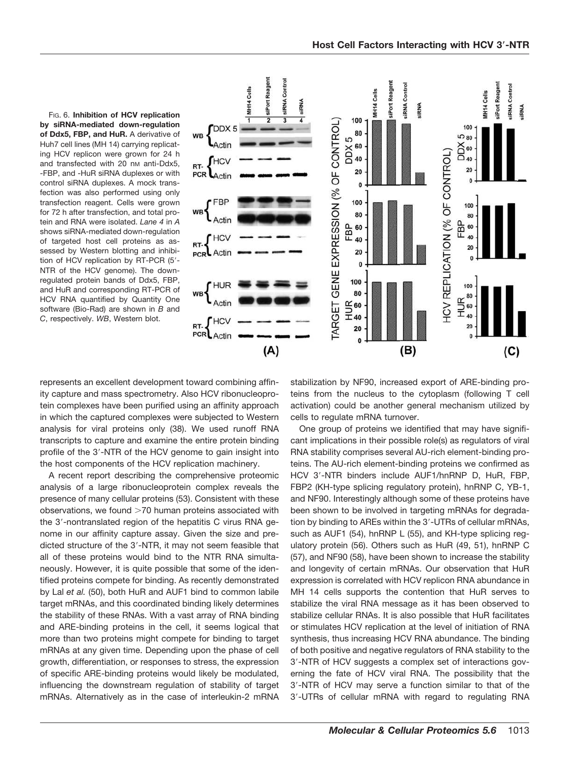FIG. 6. **Inhibition of HCV replication by siRNA-mediated down-regulation of Ddx5, FBP, and HuR.** A derivative of Huh7 cell lines (MH 14) carrying replicating HCV replicon were grown for 24 h and transfected with 20 nM anti-Ddx5, -FBP, and -HuR siRNA duplexes or with control siRNA duplexes. A mock transfection was also performed using only transfection reagent. Cells were grown for 72 h after transfection, and total protein and RNA were isolated. *Lane 4* in *A* shows siRNA-mediated down-regulation of targeted host cell proteins as assessed by Western blotting and inhibition of HCV replication by RT-PCR (5′-NTR of the HCV genome). The down-regulated protein bands of Ddx5, FBP, and HuR and corresponding RT-PCR of HCV RNA quantified by Quantity One software (Bio-Rad) are shown in *B* and *C*, respectively. *WB*, Western blot.

represents an excellent development toward combining affinity capture and mass spectrometry. Also HCV ribonucleoprotein complexes have been purified using an affinity approach in which the captured complexes were subjected to Western analysis for viral proteins only (38). We used runoff RNA transcripts to capture and examine the entire protein binding profile of the 3′-NTR of the HCV genome to gain insight into the host components of the HCV replication machinery.

A recent report describing the comprehensive proteomic analysis of a large ribonucleoprotein complex reveals the presence of many cellular proteins (53). Consistent with these observations, we found >70 human proteins associated with the 3′-nontranslated region of the hepatitis C virus RNA genome in our affinity capture assay. Given the size and predicted structure of the 3′-NTR, it may not seem feasible that all of these proteins would bind to the NTR RNA simultaneously. However, it is quite possible that some of the identified proteins compete for binding. As recently demonstrated by Lal *et al.* (50), both HuR and AUF1 bind to common labile target mRNAs, and this coordinated binding likely determines the stability of these RNAs. With a vast array of RNA binding and ARE-binding proteins in the cell, it seems logical that more than two proteins might compete for binding to target mRNAs at any given time. Depending upon the phase of cell growth, differentiation, or responses to stress, the expression of specific ARE-binding proteins would likely be modulated, influencing the downstream regulation of stability of target mRNAs. Alternatively as in the case of interleukin-2 mRNA stabilization by NF90, increased export of ARE-binding proteins from the nucleus to the cytoplasm (following T cell activation) could be another general mechanism utilized by cells to regulate mRNA turnover.

One group of proteins we identified that may have significant implications in their possible role(s) as regulators of viral RNA stability comprises several AU-rich element-binding proteins. The AU-rich element-binding proteins we confirmed as HCV 3′-NTR binders include AUF1/hnRNP D, HuR, FBP, FBP2 (KH-type splicing regulatory protein), hnRNP C, YB-1, and NF90. Interestingly although some of these proteins have been shown to be involved in targeting mRNAs for degradation by binding to AREs within the 3′-UTRs of cellular mRNAs, such as AUF1 (54), hnRNP L (55), and KH-type splicing regulatory protein (56). Others such as HuR (49, 51), hnRNP C (57), and NF90 (58), have been shown to increase the stability and longevity of certain mRNAs. Our observation that HuR expression is correlated with HCV replicon RNA abundance in MH 14 cells supports the contention that HuR serves to stabilize the viral RNA message as it has been observed to stabilize cellular RNAs. It is also possible that HuR facilitates or stimulates HCV replication at the level of initiation of RNA synthesis, thus increasing HCV RNA abundance. The binding of both positive and negative regulators of RNA stability to the 3′-NTR of HCV suggests a complex set of interactions governing the fate of HCV viral RNA. The possibility that the 3′-NTR of HCV may serve a function similar to that of the 3′-UTRs of cellular mRNA with regard to regulating RNA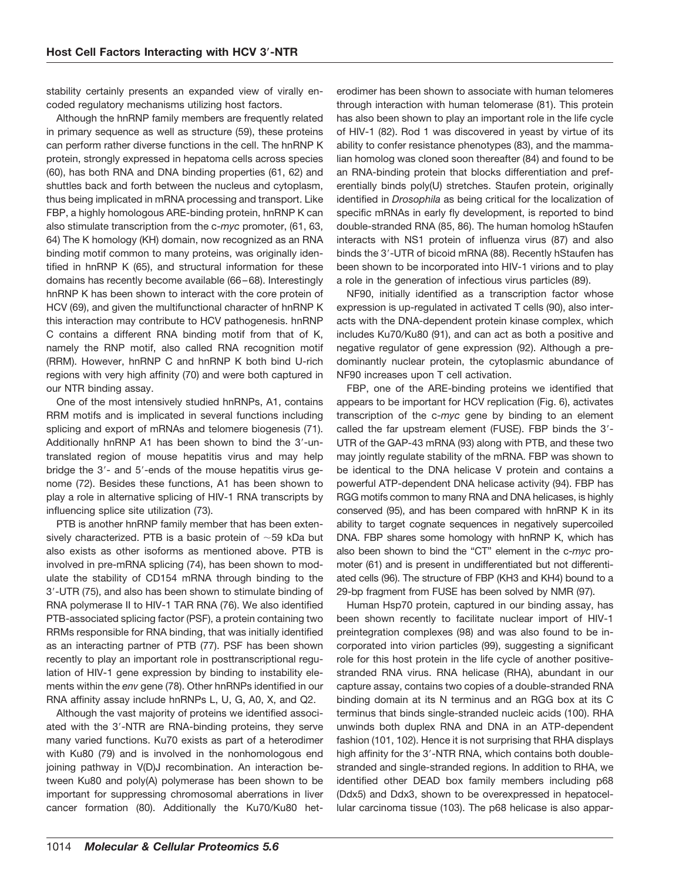stability certainly presents an expanded view of virally encoded regulatory mechanisms utilizing host factors.

Although the hnRNP family members are frequently related in primary sequence as well as structure (59), these proteins can perform rather diverse functions in the cell. The hnRNP K protein, strongly expressed in hepatoma cells across species (60), has both RNA and DNA binding properties (61, 62) and shuttles back and forth between the nucleus and cytoplasm, thus being implicated in mRNA processing and transport. Like FBP, a highly homologous ARE-binding protein, hnRNP K can also stimulate transcription from the c-*myc* promoter, (61, 63, 64) The K homology (KH) domain, now recognized as an RNA binding motif common to many proteins, was originally identified in hnRNP K (65), and structural information for these domains has recently become available (66–68). Interestingly hnRNP K has been shown to interact with the core protein of HCV (69), and given the multifunctional character of hnRNP K this interaction may contribute to HCV pathogenesis. hnRNP C contains a different RNA binding motif from that of K, namely the RNP motif, also called RNA recognition motif (RRM). However, hnRNP C and hnRNP K both bind U-rich regions with very high affinity (70) and were both captured in our NTR binding assay.

One of the most intensively studied hnRNPs, A1, contains RRM motifs and is implicated in several functions including splicing and export of mRNAs and telomere biogenesis (71). Additionally hnRNP A1 has been shown to bind the 3′-untranslated region of mouse hepatitis virus and may help bridge the 3′- and 5′-ends of the mouse hepatitis virus genome (72). Besides these functions, A1 has been shown to play a role in alternative splicing of HIV-1 RNA transcripts by influencing splice site utilization (73).

PTB is another hnRNP family member that has been extensively characterized. PTB is a basic protein of ~59 kDa but also exists as other isoforms as mentioned above. PTB is involved in pre-mRNA splicing (74), has been shown to modulate the stability of CD154 mRNA through binding to the 3′-UTR (75), and also has been shown to stimulate binding of RNA polymerase II to HIV-1 TAR RNA (76). We also identified PTB-associated splicing factor (PSF), a protein containing two RRMs responsible for RNA binding, that was initially identified as an interacting partner of PTB (77). PSF has been shown recently to play an important role in posttranscriptional regulation of HIV-1 gene expression by binding to instability elements within the *env* gene (78). Other hnRNPs identified in our RNA affinity assay include hnRNPs L, U, G, A0, X, and Q2.

Although the vast majority of proteins we identified associated with the 3′-NTR are RNA-binding proteins, they serve many varied functions. Ku70 exists as part of a heterodimer with Ku80 (79) and is involved in the nonhomologous end joining pathway in V(D)J recombination. An interaction between Ku80 and poly(A) polymerase has been shown to be important for suppressing chromosomal aberrations in liver cancer formation (80). Additionally the Ku70/Ku80 heterodimer has been shown to associate with human telomeres through interaction with human telomerase (81). This protein has also been shown to play an important role in the life cycle of HIV-1 (82). Rod 1 was discovered in yeast by virtue of its ability to confer resistance phenotypes (83), and the mammalian homolog was cloned soon thereafter (84) and found to be an RNA-binding protein that blocks differentiation and preferentially binds poly(U) stretches. Staufen protein, originally identified in *Drosophila* as being critical for the localization of specific mRNAs in early fly development, is reported to bind double-stranded RNA (85, 86). The human homolog hStaufen interacts with NS1 protein of influenza virus (87) and also binds the 3′-UTR of bicoid mRNA (88). Recently hStaufen has been shown to be incorporated into HIV-1 virions and to play a role in the generation of infectious virus particles (89).

NF90, initially identified as a transcription factor whose expression is up-regulated in activated T cells (90), also interacts with the DNA-dependent protein kinase complex, which includes Ku70/Ku80 (91), and can act as both a positive and negative regulator of gene expression (92). Although a predominantly nuclear protein, the cytoplasmic abundance of NF90 increases upon T cell activation.

FBP, one of the ARE-binding proteins we identified that appears to be important for HCV replication (Fig. 6), activates transcription of the c-*myc* gene by binding to an element called the far upstream element (FUSE). FBP binds the 3′-UTR of the GAP-43 mRNA (93) along with PTB, and these two may jointly regulate stability of the mRNA. FBP was shown to be identical to the DNA helicase V protein and contains a powerful ATP-dependent DNA helicase activity (94). FBP has RGG motifs common to many RNA and DNA helicases, is highly conserved (95), and has been compared with hnRNP K in its ability to target cognate sequences in negatively supercoiled DNA. FBP shares some homology with hnRNP K, which has also been shown to bind the "CT" element in the c-*myc* promoter (61) and is present in undifferentiated but not differentiated cells (96). The structure of FBP (KH3 and KH4) bound to a 29-bp fragment from FUSE has been solved by NMR (97).

Human Hsp70 protein, captured in our binding assay, has been shown recently to facilitate nuclear import of HIV-1 preintegration complexes (98) and was also found to be incorporated into virion particles (99), suggesting a significant role for this host protein in the life cycle of another positive-stranded RNA virus. RNA helicase (RHA), abundant in our capture assay, contains two copies of a double-stranded RNA binding domain at its N terminus and an RGG box at its C terminus that binds single-stranded nucleic acids (100). RHA unwinds both duplex RNA and DNA in an ATP-dependent fashion (101, 102). Hence it is not surprising that RHA displays high affinity for the 3′-NTR RNA, which contains both double-stranded and single-stranded regions. In addition to RHA, we identified other DEAD box family members including p68 (Ddx5) and Ddx3, shown to be overexpressed in hepatocellular carcinoma tissue (103). The p68 helicase is also appar-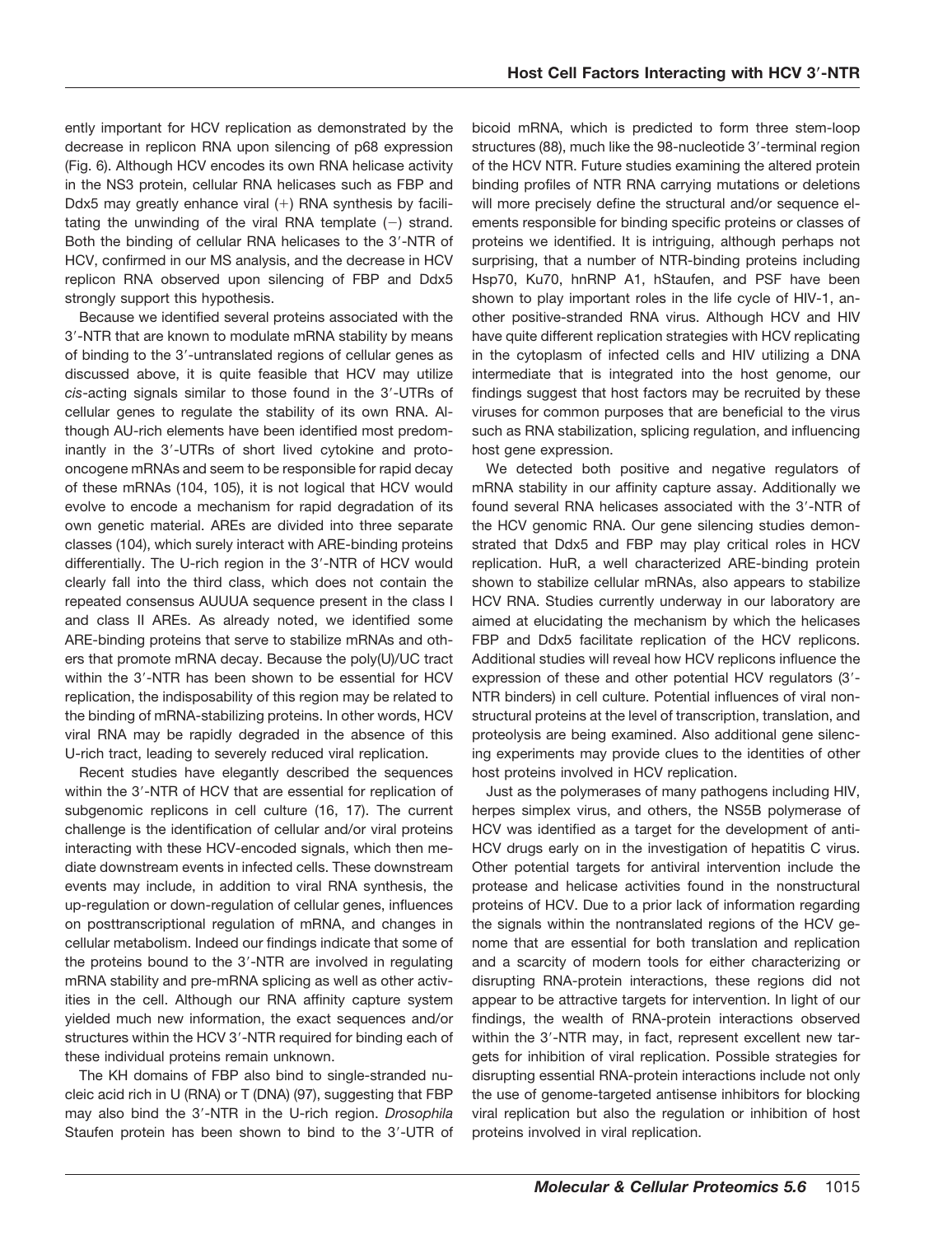ently important for HCV replication as demonstrated by the decrease in replicon RNA upon silencing of p68 expression (Fig. 6). Although HCV encodes its own RNA helicase activity in the NS3 protein, cellular RNA helicases such as FBP and Ddx5 may greatly enhance viral (+) RNA synthesis by facilitating the unwinding of the viral RNA template (−) strand. Both the binding of cellular RNA helicases to the 3′-NTR of HCV, confirmed in our MS analysis, and the decrease in HCV replicon RNA observed upon silencing of FBP and Ddx5 strongly support this hypothesis.

Because we identified several proteins associated with the 3′-NTR that are known to modulate mRNA stability by means of binding to the 3′-untranslated regions of cellular genes as discussed above, it is quite feasible that HCV may utilize *cis*-acting signals similar to those found in the 3′-UTRs of cellular genes to regulate the stability of its own RNA. Although AU-rich elements have been identified most predominantly in the 3′-UTRs of short lived cytokine and protooncogene mRNAs and seem to be responsible for rapid decay of these mRNAs (104, 105), it is not logical that HCV would evolve to encode a mechanism for rapid degradation of its own genetic material. AREs are divided into three separate classes (104), which surely interact with ARE-binding proteins differentially. The U-rich region in the 3′-NTR of HCV would clearly fall into the third class, which does not contain the repeated consensus AUUUA sequence present in the class I and class II AREs. As already noted, we identified some ARE-binding proteins that serve to stabilize mRNAs and others that promote mRNA decay. Because the poly(U)/UC tract within the 3′-NTR has been shown to be essential for HCV replication, the indisposability of this region may be related to the binding of mRNA-stabilizing proteins. In other words, HCV viral RNA may be rapidly degraded in the absence of this U-rich tract, leading to severely reduced viral replication.

Recent studies have elegantly described the sequences within the 3′-NTR of HCV that are essential for replication of subgenomic replicons in cell culture (16, 17). The current challenge is the identification of cellular and/or viral proteins interacting with these HCV-encoded signals, which then mediate downstream events in infected cells. These downstream events may include, in addition to viral RNA synthesis, the up-regulation or down-regulation of cellular genes, influences on posttranscriptional regulation of mRNA, and changes in cellular metabolism. Indeed our findings indicate that some of the proteins bound to the 3′-NTR are involved in regulating mRNA stability and pre-mRNA splicing as well as other activities in the cell. Although our RNA affinity capture system yielded much new information, the exact sequences and/or structures within the HCV 3′-NTR required for binding each of these individual proteins remain unknown.

The KH domains of FBP also bind to single-stranded nucleic acid rich in U (RNA) or T (DNA) (97), suggesting that FBP may also bind the 3′-NTR in the U-rich region. *Drosophila* Staufen protein has been shown to bind to the 3′-UTR of bicoid mRNA, which is predicted to form three stem-loop structures (88), much like the 98-nucleotide 3′-terminal region of the HCV NTR. Future studies examining the altered protein binding profiles of NTR RNA carrying mutations or deletions will more precisely define the structural and/or sequence elements responsible for binding specific proteins or classes of proteins we identified. It is intriguing, although perhaps not surprising, that a number of NTR-binding proteins including Hsp70, Ku70, hnRNP A1, hStaufen, and PSF have been shown to play important roles in the life cycle of HIV-1, another positive-stranded RNA virus. Although HCV and HIV have quite different replication strategies with HCV replicating in the cytoplasm of infected cells and HIV utilizing a DNA intermediate that is integrated into the host genome, our findings suggest that host factors may be recruited by these viruses for common purposes that are beneficial to the virus such as RNA stabilization, splicing regulation, and influencing host gene expression.

We detected both positive and negative regulators of mRNA stability in our affinity capture assay. Additionally we found several RNA helicases associated with the 3′-NTR of the HCV genomic RNA. Our gene silencing studies demonstrated that Ddx5 and FBP may play critical roles in HCV replication. HuR, a well characterized ARE-binding protein shown to stabilize cellular mRNAs, also appears to stabilize HCV RNA. Studies currently underway in our laboratory are aimed at elucidating the mechanism by which the helicases FBP and Ddx5 facilitate replication of the HCV replicons. Additional studies will reveal how HCV replicons influence the expression of these and other potential HCV regulators (3′-NTR binders) in cell culture. Potential influences of viral nonstructural proteins at the level of transcription, translation, and proteolysis are being examined. Also additional gene silencing experiments may provide clues to the identities of other host proteins involved in HCV replication.

Just as the polymerases of many pathogens including HIV, herpes simplex virus, and others, the NS5B polymerase of HCV was identified as a target for the development of anti-HCV drugs early on in the investigation of hepatitis C virus. Other potential targets for antiviral intervention include the protease and helicase activities found in the nonstructural proteins of HCV. Due to a prior lack of information regarding the signals within the nontranslated regions of the HCV genome that are essential for both translation and replication and a scarcity of modern tools for either characterizing or disrupting RNA-protein interactions, these regions did not appear to be attractive targets for intervention. In light of our findings, the wealth of RNA-protein interactions observed within the 3′-NTR may, in fact, represent excellent new targets for inhibition of viral replication. Possible strategies for disrupting essential RNA-protein interactions include not only the use of genome-targeted antisense inhibitors for blocking viral replication but also the regulation or inhibition of host proteins involved in viral replication.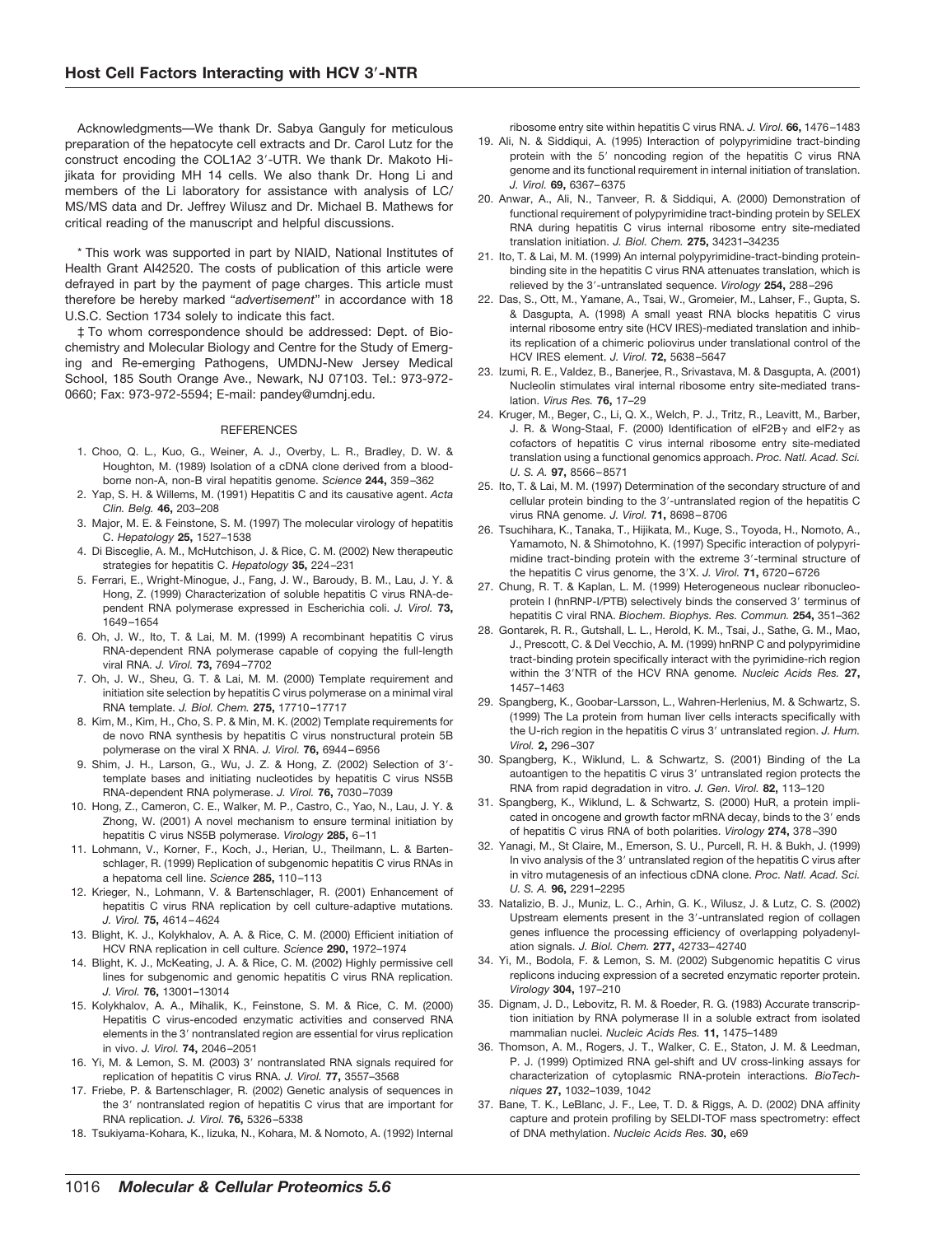Acknowledgments—We thank Dr. Sabya Ganguly for meticulous preparation of the hepatocyte cell extracts and Dr. Carol Lutz for the construct encoding the COL1A2 3′-UTR. We thank Dr. Makoto Hijikata for providing MH 14 cells. We also thank Dr. Hong Li and members of the Li laboratory for assistance with analysis of LC/MS/MS data and Dr. Jeffrey Wilusz and Dr. Michael B. Mathews for critical reading of the manuscript and helpful discussions.

* This work was supported in part by NIAID, National Institutes of Health Grant AI42520. The costs of publication of this article were defrayed in part by the payment of page charges. This article must therefore be hereby marked "*advertisement*" in accordance with 18 U.S.C. Section 1734 solely to indicate this fact.

‡ To whom correspondence should be addressed: Dept. of Biochemistry and Molecular Biology and Centre for the Study of Emerging and Re-emerging Pathogens, UMDNJ-New Jersey Medical School, 185 South Orange Ave., Newark, NJ 07103. Tel.: 973-972-0660; Fax: 973-972-5594; E-mail: pandey@umdnj.edu.

## REFERENCES

1. Choo, Q. L., Kuo, G., Weiner, A. J., Overby, L. R., Bradley, D. W. & Houghton, M. (1989) Isolation of a cDNA clone derived from a blood-borne non-A, non-B viral hepatitis genome. *Science* **244,** 359–362
2. Yap, S. H. & Willems, M. (1991) Hepatitis C and its causative agent. *Acta Clin. Belg.* **46,** 203–208
3. Major, M. E. & Feinstone, S. M. (1997) The molecular virology of hepatitis C. *Hepatology* **25,** 1527–1538
4. Di Bisceglie, A. M., McHutchison, J. & Rice, C. M. (2002) New therapeutic strategies for hepatitis C. *Hepatology* **35,** 224–231
5. Ferrari, E., Wright-Minogue, J., Fang, J. W., Baroudy, B. M., Lau, J. Y. & Hong, Z. (1999) Characterization of soluble hepatitis C virus RNA-dependent RNA polymerase expressed in Escherichia coli. *J. Virol.* **73,** 1649–1654
6. Oh, J. W., Ito, T. & Lai, M. M. (1999) A recombinant hepatitis C virus RNA-dependent RNA polymerase capable of copying the full-length viral RNA. *J. Virol.* **73,** 7694–7702
7. Oh, J. W., Sheu, G. T. & Lai, M. M. (2000) Template requirement and initiation site selection by hepatitis C virus polymerase on a minimal viral RNA template. *J. Biol. Chem.* **275,** 17710–17717
8. Kim, M., Kim, H., Cho, S. P. & Min, M. K. (2002) Template requirements for de novo RNA synthesis by hepatitis C virus nonstructural protein 5B polymerase on the viral X RNA. *J. Virol.* **76,** 6944–6956
9. Shim, J. H., Larson, G., Wu, J. Z. & Hong, Z. (2002) Selection of 3′-template bases and initiating nucleotides by hepatitis C virus NS5B RNA-dependent RNA polymerase. *J. Virol.* **76,** 7030–7039
10. Hong, Z., Cameron, C. E., Walker, M. P., Castro, C., Yao, N., Lau, J. Y. & Zhong, W. (2001) A novel mechanism to ensure terminal initiation by hepatitis C virus NS5B polymerase. *Virology* **285,** 6–11
11. Lohmann, V., Korner, F., Koch, J., Herian, U., Theilmann, L. & Bartenschlager, R. (1999) Replication of subgenomic hepatitis C virus RNAs in a hepatoma cell line. *Science* **285,** 110–113
12. Krieger, N., Lohmann, V. & Bartenschlager, R. (2001) Enhancement of hepatitis C virus RNA replication by cell culture-adaptive mutations. *J. Virol.* **75,** 4614–4624
13. Blight, K. J., Kolykhalov, A. A. & Rice, C. M. (2000) Efficient initiation of HCV RNA replication in cell culture. *Science* **290,** 1972–1974
14. Blight, K. J., McKeating, J. A. & Rice, C. M. (2002) Highly permissive cell lines for subgenomic and genomic hepatitis C virus RNA replication. *J. Virol.* **76,** 13001–13014
15. Kolykhalov, A. A., Mihalik, K., Feinstone, S. M. & Rice, C. M. (2000) Hepatitis C virus-encoded enzymatic activities and conserved RNA elements in the 3′ nontranslated region are essential for virus replication in vivo. *J. Virol.* **74,** 2046–2051
16. Yi, M. & Lemon, S. M. (2003) 3′ nontranslated RNA signals required for replication of hepatitis C virus RNA. *J. Virol.* **77,** 3557–3568
17. Friebe, P. & Bartenschlager, R. (2002) Genetic analysis of sequences in the 3′ nontranslated region of hepatitis C virus that are important for RNA replication. *J. Virol.* **76,** 5326–5338
18. Tsukiyama-Kohara, K., Iizuka, N., Kohara, M. & Nomoto, A. (1992) Internal ribosome entry site within hepatitis C virus RNA. *J. Virol.* **66,** 1476–1483
19. Ali, N. & Siddiqui, A. (1995) Interaction of polypyrimidine tract-binding protein with the 5′ noncoding region of the hepatitis C virus RNA genome and its functional requirement in internal initiation of translation. *J. Virol.* **69,** 6367–6375
20. Anwar, A., Ali, N., Tanveer, R. & Siddiqui, A. (2000) Demonstration of functional requirement of polypyrimidine tract-binding protein by SELEX RNA during hepatitis C virus internal ribosome entry site-mediated translation initiation. *J. Biol. Chem.* **275,** 34231–34235
21. Ito, T. & Lai, M. M. (1999) An internal polypyrimidine-tract-binding protein-binding site in the hepatitis C virus RNA attenuates translation, which is relieved by the 3′-untranslated sequence. *Virology* **254,** 288–296
22. Das, S., Ott, M., Yamane, A., Tsai, W., Gromeier, M., Lahser, F., Gupta, S. & Dasgupta, A. (1998) A small yeast RNA blocks hepatitis C virus internal ribosome entry site (HCV IRES)-mediated translation and inhibits replication of a chimeric poliovirus under translational control of the HCV IRES element. *J. Virol.* **72,** 5638–5647
23. Izumi, R. E., Valdez, B., Banerjee, R., Srivastava, M. & Dasgupta, A. (2001) Nucleolin stimulates viral internal ribosome entry site-mediated translation. *Virus Res.* **76,** 17–29
24. Kruger, M., Beger, C., Li, Q. X., Welch, P. J., Tritz, R., Leavitt, M., Barber, J. R. & Wong-Staal, F. (2000) Identification of eIF2Bγ and eIF2γ as cofactors of hepatitis C virus internal ribosome entry site-mediated translation using a functional genomics approach. *Proc. Natl. Acad. Sci. U. S. A.* **97,** 8566–8571
25. Ito, T. & Lai, M. M. (1997) Determination of the secondary structure of and cellular protein binding to the 3′-untranslated region of the hepatitis C virus RNA genome. *J. Virol.* **71,** 8698–8706
26. Tsuchihara, K., Tanaka, T., Hijikata, M., Kuge, S., Toyoda, H., Nomoto, A., Yamamoto, N. & Shimotohno, K. (1997) Specific interaction of polypyrimidine tract-binding protein with the extreme 3′-terminal structure of the hepatitis C virus genome, the 3′X. *J. Virol.* **71,** 6720–6726
27. Chung, R. T. & Kaplan, L. M. (1999) Heterogeneous nuclear ribonucleoprotein I (hnRNP-I/PTB) selectively binds the conserved 3′ terminus of hepatitis C viral RNA. *Biochem. Biophys. Res. Commun.* **254,** 351–362
28. Gontarek, R. R., Gutshall, L. L., Herold, K. M., Tsai, J., Sathe, G. M., Mao, J., Prescott, C. & Del Vecchio, A. M. (1999) hnRNP C and polypyrimidine tract-binding protein specifically interact with the pyrimidine-rich region within the 3′NTR of the HCV RNA genome. *Nucleic Acids Res.* **27,** 1457–1463
29. Spangberg, K., Goobar-Larsson, L., Wahren-Herlenius, M. & Schwartz, S. (1999) The La protein from human liver cells interacts specifically with the U-rich region in the hepatitis C virus 3′ untranslated region. *J. Hum. Virol.* **2,** 296–307
30. Spangberg, K., Wiklund, L. & Schwartz, S. (2001) Binding of the La autoantigen to the hepatitis C virus 3′ untranslated region protects the RNA from rapid degradation in vitro. *J. Gen. Virol.* **82,** 113–120
31. Spangberg, K., Wiklund, L. & Schwartz, S. (2000) HuR, a protein implicated in oncogene and growth factor mRNA decay, binds to the 3′ ends of hepatitis C virus RNA of both polarities. *Virology* **274,** 378–390
32. Yanagi, M., St Claire, M., Emerson, S. U., Purcell, R. H. & Bukh, J. (1999) In vivo analysis of the 3′ untranslated region of the hepatitis C virus after in vitro mutagenesis of an infectious cDNA clone. *Proc. Natl. Acad. Sci. U. S. A.* **96,** 2291–2295
33. Natalizio, B. J., Muniz, L. C., Arhin, G. K., Wilusz, J. & Lutz, C. S. (2002) Upstream elements present in the 3′-untranslated region of collagen genes influence the processing efficiency of overlapping polyadenylation signals. *J. Biol. Chem.* **277,** 42733–42740
34. Yi, M., Bodola, F. & Lemon, S. M. (2002) Subgenomic hepatitis C virus replicons inducing expression of a secreted enzymatic reporter protein. *Virology* **304,** 197–210
35. Dignam, J. D., Lebovitz, R. M. & Roeder, R. G. (1983) Accurate transcription initiation by RNA polymerase II in a soluble extract from isolated mammalian nuclei. *Nucleic Acids Res.* **11,** 1475–1489
36. Thomson, A. M., Rogers, J. T., Walker, C. E., Staton, J. M. & Leedman, P. J. (1999) Optimized RNA gel-shift and UV cross-linking assays for characterization of cytoplasmic RNA-protein interactions. *BioTechniques* **27,** 1032–1039, 1042
37. Bane, T. K., LeBlanc, J. F., Lee, T. D. & Riggs, A. D. (2002) DNA affinity capture and protein profiling by SELDI-TOF mass spectrometry: effect of DNA methylation. *Nucleic Acids Res.* **30,** e69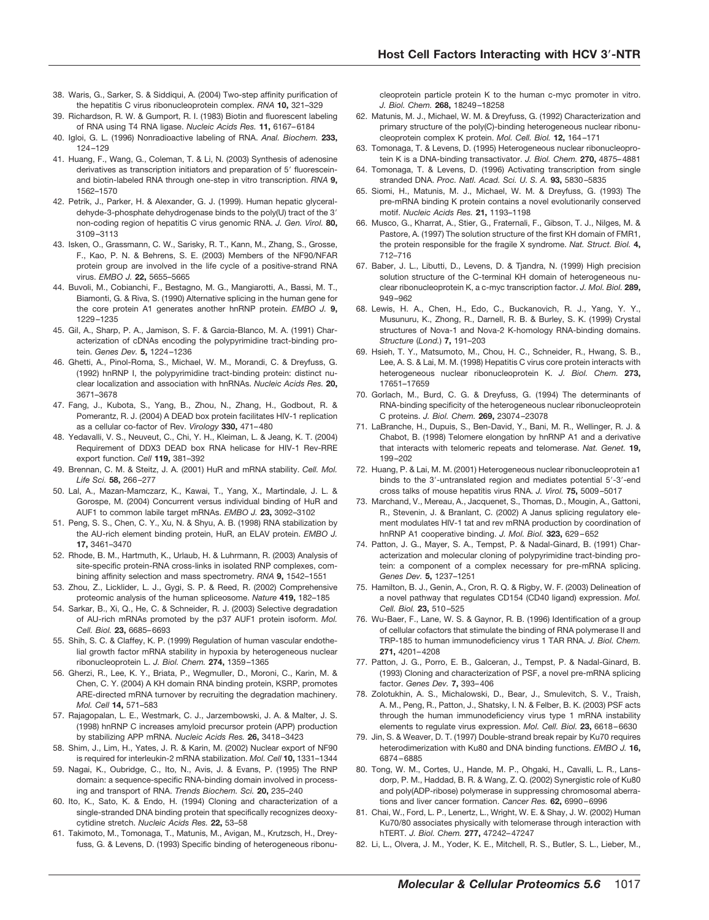38. Waris, G., Sarker, S. & Siddiqui, A. (2004) Two-step affinity purification of the hepatitis C virus ribonucleoprotein complex. *RNA* **10,** 321–329
39. Richardson, R. W. & Gumport, R. I. (1983) Biotin and fluorescent labeling of RNA using T4 RNA ligase. *Nucleic Acids Res.* **11,** 6167–6184
40. Igloi, G. L. (1996) Nonradioactive labeling of RNA. *Anal. Biochem.* **233,** 124–129
41. Huang, F., Wang, G., Coleman, T. & Li, N. (2003) Synthesis of adenosine derivatives as transcription initiators and preparation of 5′ fluorescein- and biotin-labeled RNA through one-step in vitro transcription. *RNA* **9,** 1562–1570
42. Petrik, J., Parker, H. & Alexander, G. J. (1999). Human hepatic glyceraldehyde-3-phosphate dehydrogenase binds to the poly(U) tract of the 3′ non-coding region of hepatitis C virus genomic RNA. *J. Gen. Virol.* **80,** 3109–3113
43. Isken, O., Grassmann, C. W., Sarisky, R. T., Kann, M., Zhang, S., Grosse, F., Kao, P. N. & Behrens, S. E. (2003) Members of the NF90/NFAR protein group are involved in the life cycle of a positive-strand RNA virus. *EMBO J.* **22,** 5655–5665
44. Buvoli, M., Cobianchi, F., Bestagno, M. G., Mangiarotti, A., Bassi, M. T., Biamonti, G. & Riva, S. (1990) Alternative splicing in the human gene for the core protein A1 generates another hnRNP protein. *EMBO J.* **9,** 1229–1235
45. Gil, A., Sharp, P. A., Jamison, S. F. & Garcia-Blanco, M. A. (1991) Characterization of cDNAs encoding the polypyrimidine tract-binding protein. *Genes Dev.* **5,** 1224–1236
46. Ghetti, A., Pinol-Roma, S., Michael, W. M., Morandi, C. & Dreyfuss, G. (1992) hnRNP I, the polypyrimidine tract-binding protein: distinct nuclear localization and association with hnRNAs. *Nucleic Acids Res.* **20,** 3671–3678
47. Fang, J., Kubota, S., Yang, B., Zhou, N., Zhang, H., Godbout, R. & Pomerantz, R. J. (2004) A DEAD box protein facilitates HIV-1 replication as a cellular co-factor of Rev. *Virology* **330,** 471–480
48. Yedavalli, V. S., Neuveut, C., Chi, Y. H., Kleiman, L. & Jeang, K. T. (2004) Requirement of DDX3 DEAD box RNA helicase for HIV-1 Rev-RRE export function. *Cell* **119,** 381–392
49. Brennan, C. M. & Steitz, J. A. (2001) HuR and mRNA stability. *Cell. Mol. Life Sci.* **58,** 266–277
50. Lal, A., Mazan-Mamczarz, K., Kawai, T., Yang, X., Martindale, J. L. & Gorospe, M. (2004) Concurrent versus individual binding of HuR and AUF1 to common labile target mRNAs. *EMBO J.* **23,** 3092–3102
51. Peng, S. S., Chen, C. Y., Xu, N. & Shyu, A. B. (1998) RNA stabilization by the AU-rich element binding protein, HuR, an ELAV protein. *EMBO J.* **17,** 3461–3470
52. Rhode, B. M., Hartmuth, K., Urlaub, H. & Luhrmann, R. (2003) Analysis of site-specific protein-RNA cross-links in isolated RNP complexes, combining affinity selection and mass spectrometry. *RNA* **9,** 1542–1551
53. Zhou, Z., Licklider, L. J., Gygi, S. P. & Reed, R. (2002) Comprehensive proteomic analysis of the human spliceosome. *Nature* **419,** 182–185
54. Sarkar, B., Xi, Q., He, C. & Schneider, R. J. (2003) Selective degradation of AU-rich mRNAs promoted by the p37 AUF1 protein isoform. *Mol. Cell. Biol.* **23,** 6685–6693
55. Shih, S. C. & Claffey, K. P. (1999) Regulation of human vascular endothelial growth factor mRNA stability in hypoxia by heterogeneous nuclear ribonucleoprotein L. *J. Biol. Chem.* **274,** 1359–1365
56. Gherzi, R., Lee, K. Y., Briata, P., Wegmuller, D., Moroni, C., Karin, M. & Chen, C. Y. (2004) A KH domain RNA binding protein, KSRP, promotes ARE-directed mRNA turnover by recruiting the degradation machinery. *Mol. Cell* **14,** 571–583
57. Rajagopalan, L. E., Westmark, C. J., Jarzembowski, J. A. & Malter, J. S. (1998) hnRNP C increases amyloid precursor protein (APP) production by stabilizing APP mRNA. *Nucleic Acids Res.* **26,** 3418–3423
58. Shim, J., Lim, H., Yates, J. R. & Karin, M. (2002) Nuclear export of NF90 is required for interleukin-2 mRNA stabilization. *Mol. Cell* **10,** 1331–1344
59. Nagai, K., Oubridge, C., Ito, N., Avis, J. & Evans, P. (1995) The RNP domain: a sequence-specific RNA-binding domain involved in processing and transport of RNA. *Trends Biochem. Sci.* **20,** 235–240
60. Ito, K., Sato, K. & Endo, H. (1994) Cloning and characterization of a single-stranded DNA binding protein that specifically recognizes deoxycytidine stretch. *Nucleic Acids Res.* **22,** 53–58
61. Takimoto, M., Tomonaga, T., Matunis, M., Avigan, M., Krutzsch, H., Dreyfuss, G. & Levens, D. (1993) Specific binding of heterogeneous ribonucleoprotein particle protein K to the human c-myc promoter in vitro. *J. Biol. Chem.* **268,** 18249–18258
62. Matunis, M. J., Michael, W. M. & Dreyfuss, G. (1992) Characterization and primary structure of the poly(C)-binding heterogeneous nuclear ribonucleoprotein complex K protein. *Mol. Cell. Biol.* **12,** 164–171
63. Tomonaga, T. & Levens, D. (1995) Heterogeneous nuclear ribonucleoprotein K is a DNA-binding transactivator. *J. Biol. Chem.* **270,** 4875–4881
64. Tomonaga, T. & Levens, D. (1996) Activating transcription from single stranded DNA. *Proc. Natl. Acad. Sci. U. S. A.* **93,** 5830–5835
65. Siomi, H., Matunis, M. J., Michael, W. M. & Dreyfuss, G. (1993) The pre-mRNA binding K protein contains a novel evolutionarily conserved motif. *Nucleic Acids Res.* **21,** 1193–1198
66. Musco, G., Kharrat, A., Stier, G., Fraternali, F., Gibson, T. J., Nilges, M. & Pastore, A. (1997) The solution structure of the first KH domain of FMR1, the protein responsible for the fragile X syndrome. *Nat. Struct. Biol.* **4,** 712–716
67. Baber, J. L., Libutti, D., Levens, D. & Tjandra, N. (1999) High precision solution structure of the C-terminal KH domain of heterogeneous nuclear ribonucleoprotein K, a c-myc transcription factor. *J. Mol. Biol.* **289,** 949–962
68. Lewis, H. A., Chen, H., Edo, C., Buckanovich, R. J., Yang, Y. Y., Musunuru, K., Zhong, R., Darnell, R. B. & Burley, S. K. (1999) Crystal structures of Nova-1 and Nova-2 K-homology RNA-binding domains. *Structure* (*Lond.*) **7,** 191–203
69. Hsieh, T. Y., Matsumoto, M., Chou, H. C., Schneider, R., Hwang, S. B., Lee, A. S. & Lai, M. M. (1998) Hepatitis C virus core protein interacts with heterogeneous nuclear ribonucleoprotein K. *J. Biol. Chem.* **273,** 17651–17659
70. Gorlach, M., Burd, C. G. & Dreyfuss, G. (1994) The determinants of RNA-binding specificity of the heterogeneous nuclear ribonucleoprotein C proteins. *J. Biol. Chem.* **269,** 23074–23078
71. LaBranche, H., Dupuis, S., Ben-David, Y., Bani, M. R., Wellinger, R. J. & Chabot, B. (1998) Telomere elongation by hnRNP A1 and a derivative that interacts with telomeric repeats and telomerase. *Nat. Genet.* **19,** 199–202
72. Huang, P. & Lai, M. M. (2001) Heterogeneous nuclear ribonucleoprotein a1 binds to the 3′-untranslated region and mediates potential 5′-3′-end cross talks of mouse hepatitis virus RNA. *J. Virol.* **75,** 5009–5017
73. Marchand, V., Mereau, A., Jacquenet, S., Thomas, D., Mougin, A., Gattoni, R., Stevenin, J. & Branlant, C. (2002) A Janus splicing regulatory element modulates HIV-1 tat and rev mRNA production by coordination of hnRNP A1 cooperative binding. *J. Mol. Biol.* **323,** 629–652
74. Patton, J. G., Mayer, S. A., Tempst, P. & Nadal-Ginard, B. (1991) Characterization and molecular cloning of polypyrimidine tract-binding protein: a component of a complex necessary for pre-mRNA splicing. *Genes Dev.* **5,** 1237–1251
75. Hamilton, B. J., Genin, A., Cron, R. Q. & Rigby, W. F. (2003) Delineation of a novel pathway that regulates CD154 (CD40 ligand) expression. *Mol. Cell. Biol.* **23,** 510–525
76. Wu-Baer, F., Lane, W. S. & Gaynor, R. B. (1996) Identification of a group of cellular cofactors that stimulate the binding of RNA polymerase II and TRP-185 to human immunodeficiency virus 1 TAR RNA. *J. Biol. Chem.* **271,** 4201–4208
77. Patton, J. G., Porro, E. B., Galceran, J., Tempst, P. & Nadal-Ginard, B. (1993) Cloning and characterization of PSF, a novel pre-mRNA splicing factor. *Genes Dev.* **7,** 393–406
78. Zolotukhin, A. S., Michalowski, D., Bear, J., Smulevitch, S. V., Traish, A. M., Peng, R., Patton, J., Shatsky, I. N. & Felber, B. K. (2003) PSF acts through the human immunodeficiency virus type 1 mRNA instability elements to regulate virus expression. *Mol. Cell. Biol.* **23,** 6618–6630
79. Jin, S. & Weaver, D. T. (1997) Double-strand break repair by Ku70 requires heterodimerization with Ku80 and DNA binding functions. *EMBO J.* **16,** 6874–6885
80. Tong, W. M., Cortes, U., Hande, M. P., Ohgaki, H., Cavalli, L. R., Lansdorp, P. M., Haddad, B. R. & Wang, Z. Q. (2002) Synergistic role of Ku80 and poly(ADP-ribose) polymerase in suppressing chromosomal aberrations and liver cancer formation. *Cancer Res.* **62,** 6990–6996
81. Chai, W., Ford, L. P., Lenertz, L., Wright, W. E. & Shay, J. W. (2002) Human Ku70/80 associates physically with telomerase through interaction with hTERT. *J. Biol. Chem.* **277,** 47242–47247
82. Li, L., Olvera, J. M., Yoder, K. E., Mitchell, R. S., Butler, S. L., Lieber, M.,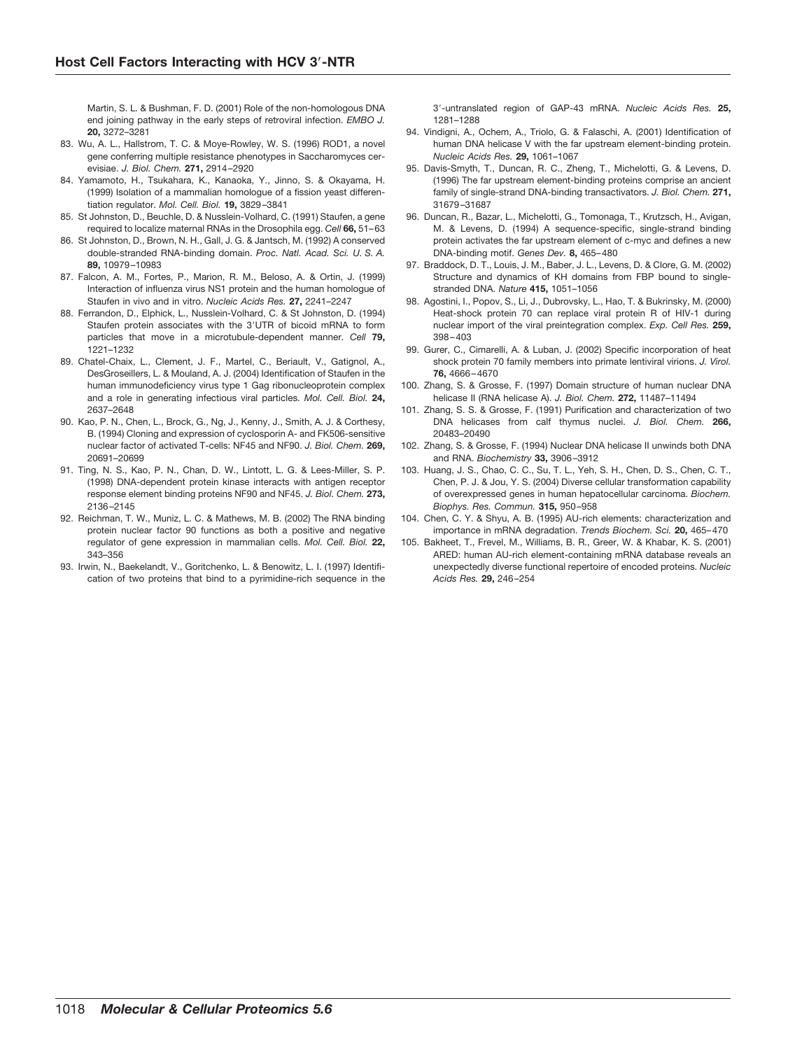Martin, S. L. & Bushman, F. D. (2001) Role of the non-homologous DNA end joining pathway in the early steps of retroviral infection. *EMBO J.* **20,** 3272–3281

83. Wu, A. L., Hallstrom, T. C. & Moye-Rowley, W. S. (1996) ROD1, a novel gene conferring multiple resistance phenotypes in Saccharomyces cerevisiae. *J. Biol. Chem.* **271,** 2914–2920
84. Yamamoto, H., Tsukahara, K., Kanaoka, Y., Jinno, S. & Okayama, H. (1999) Isolation of a mammalian homologue of a fission yeast differentiation regulator. *Mol. Cell. Biol.* **19,** 3829–3841
85. St Johnston, D., Beuchle, D. & Nusslein-Volhard, C. (1991) Staufen, a gene required to localize maternal RNAs in the Drosophila egg. *Cell* **66,** 51–63
86. St Johnston, D., Brown, N. H., Gall, J. G. & Jantsch, M. (1992) A conserved double-stranded RNA-binding domain. *Proc. Natl. Acad. Sci. U. S. A.* **89,** 10979–10983
87. Falcon, A. M., Fortes, P., Marion, R. M., Beloso, A. & Ortin, J. (1999) Interaction of influenza virus NS1 protein and the human homologue of Staufen in vivo and in vitro. *Nucleic Acids Res.* **27,** 2241–2247
88. Ferrandon, D., Elphick, L., Nusslein-Volhard, C. & St Johnston, D. (1994) Staufen protein associates with the 3′UTR of bicoid mRNA to form particles that move in a microtubule-dependent manner. *Cell* **79,** 1221–1232
89. Chatel-Chaix, L., Clement, J. F., Martel, C., Beriault, V., Gatignol, A., DesGroseillers, L. & Mouland, A. J. (2004) Identification of Staufen in the human immunodeficiency virus type 1 Gag ribonucleoprotein complex and a role in generating infectious viral particles. *Mol. Cell. Biol.* **24,** 2637–2648
90. Kao, P. N., Chen, L., Brock, G., Ng, J., Kenny, J., Smith, A. J. & Corthesy, B. (1994) Cloning and expression of cyclosporin A- and FK506-sensitive nuclear factor of activated T-cells: NF45 and NF90. *J. Biol. Chem.* **269,** 20691–20699
91. Ting, N. S., Kao, P. N., Chan, D. W., Lintott, L. G. & Lees-Miller, S. P. (1998) DNA-dependent protein kinase interacts with antigen receptor response element binding proteins NF90 and NF45. *J. Biol. Chem.* **273,** 2136–2145
92. Reichman, T. W., Muniz, L. C. & Mathews, M. B. (2002) The RNA binding protein nuclear factor 90 functions as both a positive and negative regulator of gene expression in mammalian cells. *Mol. Cell. Biol.* **22,** 343–356
93. Irwin, N., Baekelandt, V., Goritchenko, L. & Benowitz, L. I. (1997) Identification of two proteins that bind to a pyrimidine-rich sequence in the 3′-untranslated region of GAP-43 mRNA. *Nucleic Acids Res.* **25,** 1281–1288
94. Vindigni, A., Ochem, A., Triolo, G. & Falaschi, A. (2001) Identification of human DNA helicase V with the far upstream element-binding protein. *Nucleic Acids Res.* **29,** 1061–1067
95. Davis-Smyth, T., Duncan, R. C., Zheng, T., Michelotti, G. & Levens, D. (1996) The far upstream element-binding proteins comprise an ancient family of single-strand DNA-binding transactivators. *J. Biol. Chem.* **271,** 31679–31687
96. Duncan, R., Bazar, L., Michelotti, G., Tomonaga, T., Krutzsch, H., Avigan, M. & Levens, D. (1994) A sequence-specific, single-strand binding protein activates the far upstream element of c-myc and defines a new DNA-binding motif. *Genes Dev.* **8,** 465–480
97. Braddock, D. T., Louis, J. M., Baber, J. L., Levens, D. & Clore, G. M. (2002) Structure and dynamics of KH domains from FBP bound to single-stranded DNA. *Nature* **415,** 1051–1056
98. Agostini, I., Popov, S., Li, J., Dubrovsky, L., Hao, T. & Bukrinsky, M. (2000) Heat-shock protein 70 can replace viral protein R of HIV-1 during nuclear import of the viral preintegration complex. *Exp. Cell Res.* **259,** 398–403
99. Gurer, C., Cimarelli, A. & Luban, J. (2002) Specific incorporation of heat shock protein 70 family members into primate lentiviral virions. *J. Virol.* **76,** 4666–4670
100. Zhang, S. & Grosse, F. (1997) Domain structure of human nuclear DNA helicase II (RNA helicase A). *J. Biol. Chem.* **272,** 11487–11494
101. Zhang, S. S. & Grosse, F. (1991) Purification and characterization of two DNA helicases from calf thymus nuclei. *J. Biol. Chem.* **266,** 20483–20490
102. Zhang, S. & Grosse, F. (1994) Nuclear DNA helicase II unwinds both DNA and RNA. *Biochemistry* **33,** 3906–3912
103. Huang, J. S., Chao, C. C., Su, T. L., Yeh, S. H., Chen, D. S., Chen, C. T., Chen, P. J. & Jou, Y. S. (2004) Diverse cellular transformation capability of overexpressed genes in human hepatocellular carcinoma. *Biochem. Biophys. Res. Commun.* **315,** 950–958
104. Chen, C. Y. & Shyu, A. B. (1995) AU-rich elements: characterization and importance in mRNA degradation. *Trends Biochem. Sci.* **20,** 465–470
105. Bakheet, T., Frevel, M., Williams, B. R., Greer, W. & Khabar, K. S. (2001) ARED: human AU-rich element-containing mRNA database reveals an unexpectedly diverse functional repertoire of encoded proteins. *Nucleic Acids Res.* **29,** 246–254